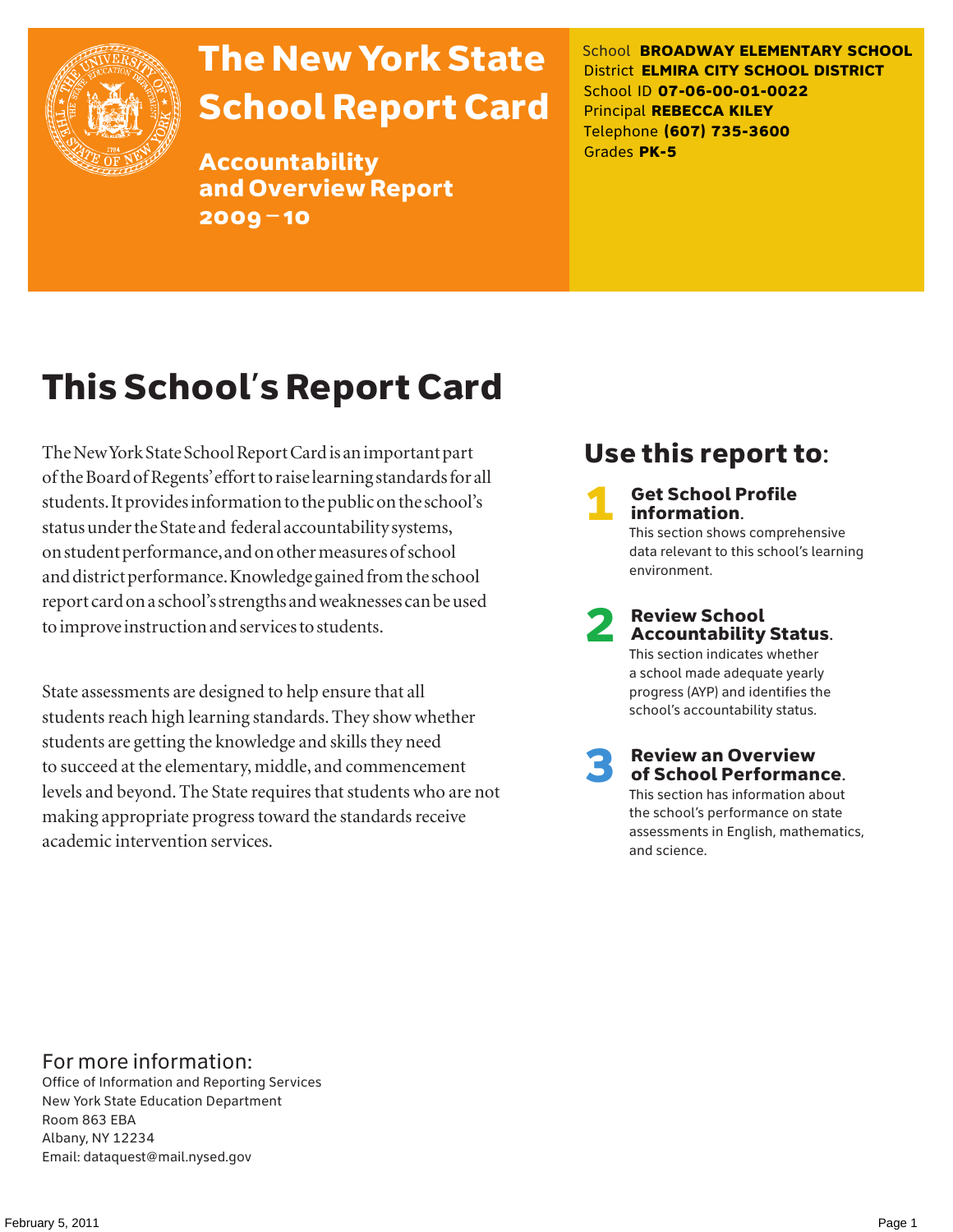# The New York State School Report Card

## Accountability and Overview Report 2009–10

School **BROADWAY ELEMENTARY SCHOOL**
District **ELMIRA CITY SCHOOL DISTRICT**
School ID **07-06-00-01-0022**
Principal **REBECCA KILEY**
Telephone **(607) 735-3600**
Grades **PK-5**

# This School's Report Card

The New York State School Report Card is an important part of the Board of Regents' effort to raise learning standards for all students. It provides information to the public on the school's status under the State and federal accountability systems, on student performance, and on other measures of school and district performance. Knowledge gained from the school report card on a school's strengths and weaknesses can be used to improve instruction and services to students.

State assessments are designed to help ensure that all students reach high learning standards. They show whether students are getting the knowledge and skills they need to succeed at the elementary, middle, and commencement levels and beyond. The State requires that students who are not making appropriate progress toward the standards receive academic intervention services.

## Use this report to:

1. **Get School Profile information.**
   This section shows comprehensive data relevant to this school's learning environment.

2. **Review School Accountability Status.**
   This section indicates whether a school made adequate yearly progress (AYP) and identifies the school's accountability status.

3. **Review an Overview of School Performance.**
   This section has information about the school's performance on state assessments in English, mathematics, and science.

For more information:
Office of Information and Reporting Services
New York State Education Department
Room 863 EBA
Albany, NY 12234
Email: dataquest@mail.nysed.gov

February 5, 2011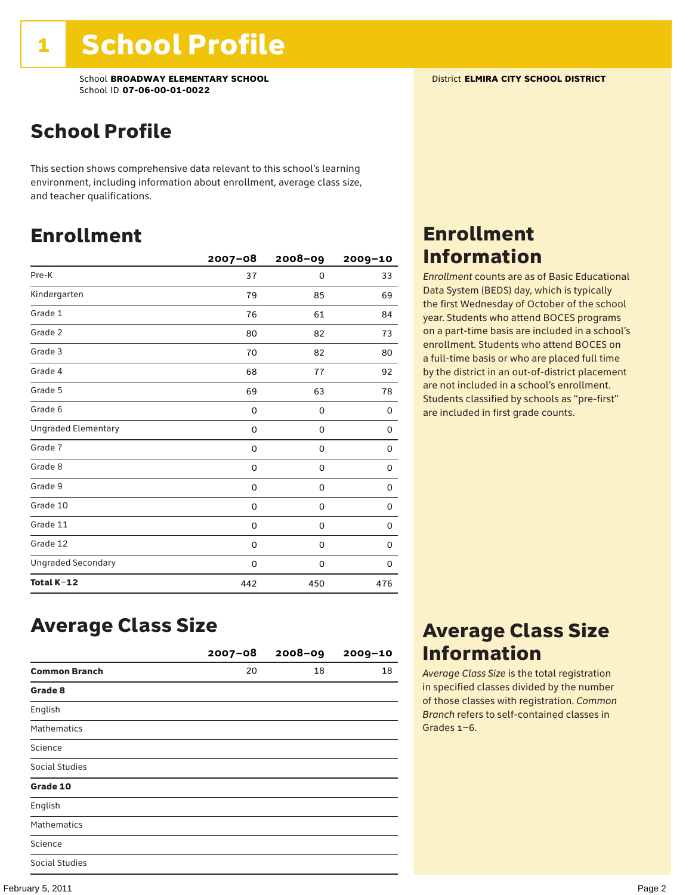# 1 School Profile

School **BROADWAY ELEMENTARY SCHOOL**
School ID **07-06-00-01-0022**

District **ELMIRA CITY SCHOOL DISTRICT**

## School Profile

This section shows comprehensive data relevant to this school's learning environment, including information about enrollment, average class size, and teacher qualifications.

## Enrollment

| | 2007–08 | 2008–09 | 2009–10 |
|---|---|---|---|
| Pre-K | 37 | 0 | 33 |
| Kindergarten | 79 | 85 | 69 |
| Grade 1 | 76 | 61 | 84 |
| Grade 2 | 80 | 82 | 73 |
| Grade 3 | 70 | 82 | 80 |
| Grade 4 | 68 | 77 | 92 |
| Grade 5 | 69 | 63 | 78 |
| Grade 6 | 0 | 0 | 0 |
| Ungraded Elementary | 0 | 0 | 0 |
| Grade 7 | 0 | 0 | 0 |
| Grade 8 | 0 | 0 | 0 |
| Grade 9 | 0 | 0 | 0 |
| Grade 10 | 0 | 0 | 0 |
| Grade 11 | 0 | 0 | 0 |
| Grade 12 | 0 | 0 | 0 |
| Ungraded Secondary | 0 | 0 | 0 |
| **Total K–12** | 442 | 450 | 476 |

## Enrollment Information

*Enrollment* counts are as of Basic Educational Data System (BEDS) day, which is typically the first Wednesday of October of the school year. Students who attend BOCES programs on a part-time basis are included in a school's enrollment. Students who attend BOCES on a full-time basis or who are placed full time by the district in an out-of-district placement are not included in a school's enrollment. Students classified by schools as "pre-first" are included in first grade counts.

## Average Class Size

| | 2007–08 | 2008–09 | 2009–10 |
|---|---|---|---|
| **Common Branch** | 20 | 18 | 18 |
| **Grade 8** | | | |
| English | | | |
| Mathematics | | | |
| Science | | | |
| Social Studies | | | |
| **Grade 10** | | | |
| English | | | |
| Mathematics | | | |
| Science | | | |
| Social Studies | | | |

## Average Class Size Information

*Average Class Size* is the total registration in specified classes divided by the number of those classes with registration. *Common Branch* refers to self-contained classes in Grades 1–6.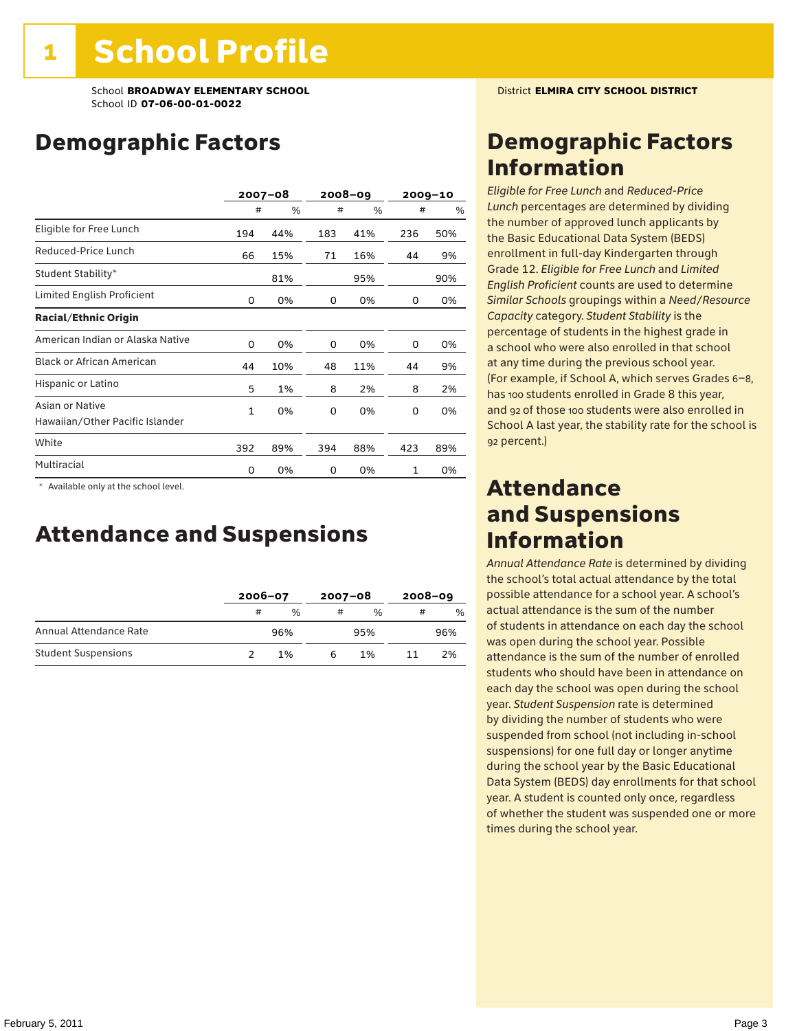# 1 School Profile

School **BROADWAY ELEMENTARY SCHOOL**
School ID **07-06-00-01-0022**

District **ELMIRA CITY SCHOOL DISTRICT**

## Demographic Factors

| | 2007–08 | | 2008–09 | | 2009–10 | |
|---|---|---|---|---|---|---|
| | # | % | # | % | # | % |
| Eligible for Free Lunch | 194 | 44% | 183 | 41% | 236 | 50% |
| Reduced-Price Lunch | 66 | 15% | 71 | 16% | 44 | 9% |
| Student Stability* | | 81% | | 95% | | 90% |
| Limited English Proficient | 0 | 0% | 0 | 0% | 0 | 0% |
| **Racial/Ethnic Origin** | | | | | | |
| American Indian or Alaska Native | 0 | 0% | 0 | 0% | 0 | 0% |
| Black or African American | 44 | 10% | 48 | 11% | 44 | 9% |
| Hispanic or Latino | 5 | 1% | 8 | 2% | 8 | 2% |
| Asian or Native Hawaiian/Other Pacific Islander | 1 | 0% | 0 | 0% | 0 | 0% |
| White | 392 | 89% | 394 | 88% | 423 | 89% |
| Multiracial | 0 | 0% | 0 | 0% | 1 | 0% |

\* Available only at the school level.

## Attendance and Suspensions

| | 2006–07 | | 2007–08 | | 2008–09 | |
|---|---|---|---|---|---|---|
| | # | % | # | % | # | % |
| Annual Attendance Rate | | 96% | | 95% | | 96% |
| Student Suspensions | 2 | 1% | 6 | 1% | 11 | 2% |

## Demographic Factors Information

*Eligible for Free Lunch* and *Reduced-Price Lunch* percentages are determined by dividing the number of approved lunch applicants by the Basic Educational Data System (BEDS) enrollment in full-day Kindergarten through Grade 12. *Eligible for Free Lunch* and *Limited English Proficient* counts are used to determine *Similar Schools* groupings within a *Need/Resource Capacity* category. *Student Stability* is the percentage of students in the highest grade in a school who were also enrolled in that school at any time during the previous school year. (For example, if School A, which serves Grades 6–8, has 100 students enrolled in Grade 8 this year, and 92 of those 100 students were also enrolled in School A last year, the stability rate for the school is 92 percent.)

## Attendance and Suspensions Information

*Annual Attendance Rate* is determined by dividing the school's total actual attendance by the total possible attendance for a school year. A school's actual attendance is the sum of the number of students in attendance on each day the school was open during the school year. Possible attendance is the sum of the number of enrolled students who should have been in attendance on each day the school was open during the school year. *Student Suspension* rate is determined by dividing the number of students who were suspended from school (not including in-school suspensions) for one full day or longer anytime during the school year by the Basic Educational Data System (BEDS) day enrollments for that school year. A student is counted only once, regardless of whether the student was suspended one or more times during the school year.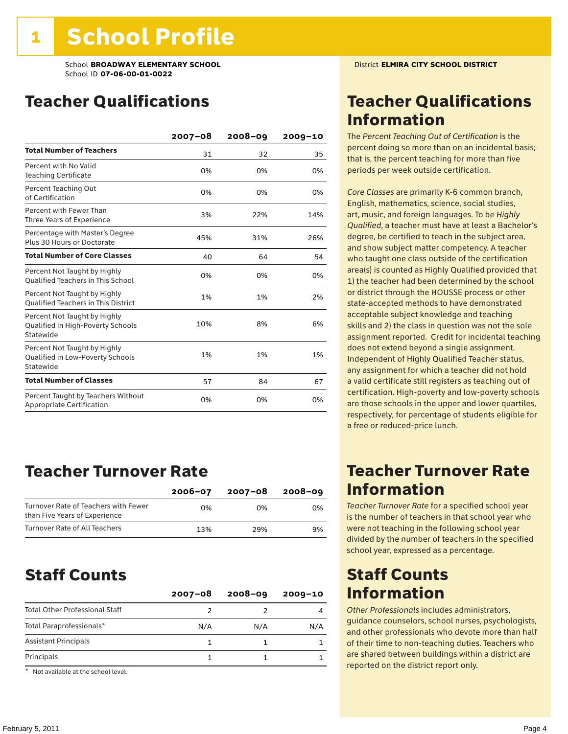# 1 School Profile

School **BROADWAY ELEMENTARY SCHOOL**
School ID **07-06-00-01-0022**

District **ELMIRA CITY SCHOOL DISTRICT**

## Teacher Qualifications

| | 2007–08 | 2008–09 | 2009–10 |
|---|---|---|---|
| **Total Number of Teachers** | 31 | 32 | 35 |
| Percent with No Valid Teaching Certificate | 0% | 0% | 0% |
| Percent Teaching Out of Certification | 0% | 0% | 0% |
| Percent with Fewer Than Three Years of Experience | 3% | 22% | 14% |
| Percentage with Master's Degree Plus 30 Hours or Doctorate | 45% | 31% | 26% |
| **Total Number of Core Classes** | 40 | 64 | 54 |
| Percent Not Taught by Highly Qualified Teachers in This School | 0% | 0% | 0% |
| Percent Not Taught by Highly Qualified Teachers in This District | 1% | 1% | 2% |
| Percent Not Taught by Highly Qualified in High-Poverty Schools Statewide | 10% | 8% | 6% |
| Percent Not Taught by Highly Qualified in Low-Poverty Schools Statewide | 1% | 1% | 1% |
| **Total Number of Classes** | 57 | 84 | 67 |
| Percent Taught by Teachers Without Appropriate Certification | 0% | 0% | 0% |

## Teacher Qualifications Information

The *Percent Teaching Out of Certification* is the percent doing so more than on an incidental basis; that is, the percent teaching for more than five periods per week outside certification.

*Core Classes* are primarily K-6 common branch, English, mathematics, science, social studies, art, music, and foreign languages. To be *Highly Qualified*, a teacher must have at least a Bachelor's degree, be certified to teach in the subject area, and show subject matter competency. A teacher who taught one class outside of the certification area(s) is counted as Highly Qualified provided that 1) the teacher had been determined by the school or district through the HOUSSE process or other state-accepted methods to have demonstrated acceptable subject knowledge and teaching skills and 2) the class in question was not the sole assignment reported. Credit for incidental teaching does not extend beyond a single assignment. Independent of Highly Qualified Teacher status, any assignment for which a teacher did not hold a valid certificate still registers as teaching out of certification. High-poverty and low-poverty schools are those schools in the upper and lower quartiles, respectively, for percentage of students eligible for a free or reduced-price lunch.

## Teacher Turnover Rate

| | 2006–07 | 2007–08 | 2008–09 |
|---|---|---|---|
| Turnover Rate of Teachers with Fewer than Five Years of Experience | 0% | 0% | 0% |
| Turnover Rate of All Teachers | 13% | 29% | 9% |

## Teacher Turnover Rate Information

*Teacher Turnover Rate* for a specified school year is the number of teachers in that school year who were not teaching in the following school year divided by the number of teachers in the specified school year, expressed as a percentage.

## Staff Counts

| | 2007–08 | 2008–09 | 2009–10 |
|---|---|---|---|
| Total Other Professional Staff | 2 | 2 | 4 |
| Total Paraprofessionals* | N/A | N/A | N/A |
| Assistant Principals | 1 | 1 | 1 |
| Principals | 1 | 1 | 1 |

\* Not available at the school level.

## Staff Counts Information

*Other Professionals* includes administrators, guidance counselors, school nurses, psychologists, and other professionals who devote more than half of their time to non-teaching duties. Teachers who are shared between buildings within a district are reported on the district report only.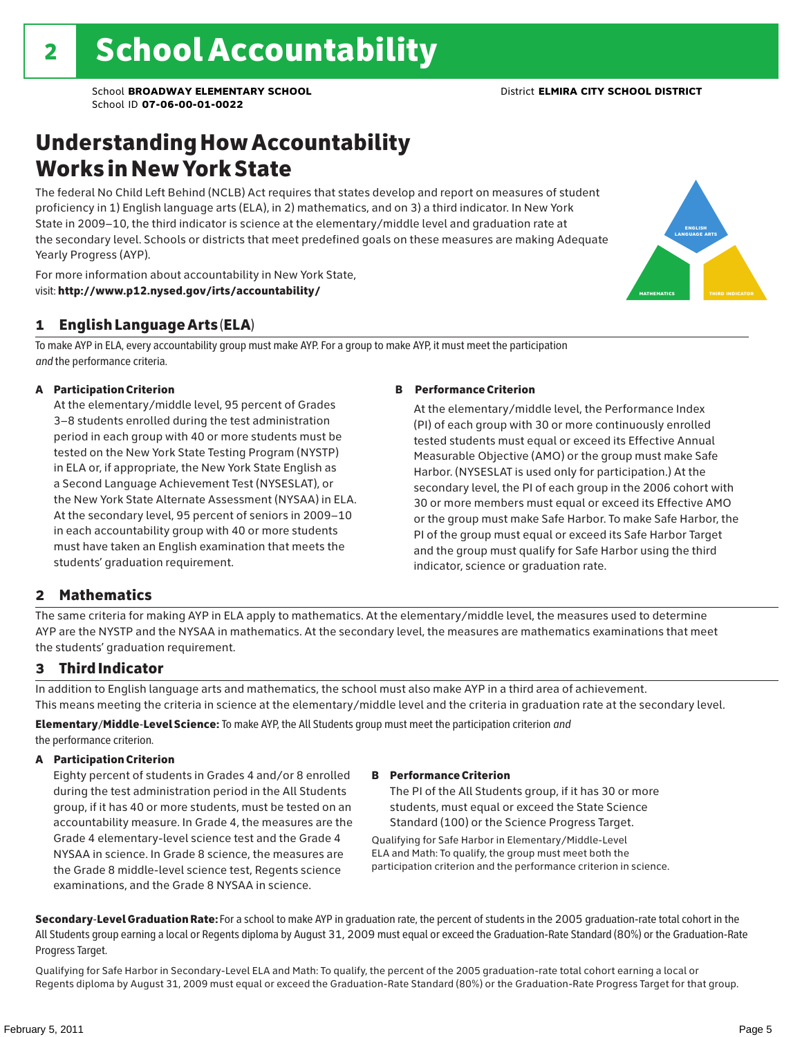# 2 School Accountability

School **BROADWAY ELEMENTARY SCHOOL**
School ID **07-06-00-01-0022**

District **ELMIRA CITY SCHOOL DISTRICT**

## Understanding How Accountability Works in New York State

The federal No Child Left Behind (NCLB) Act requires that states develop and report on measures of student proficiency in 1) English language arts (ELA), in 2) mathematics, and on 3) a third indicator. In New York State in 2009–10, the third indicator is science at the elementary/middle level and graduation rate at the secondary level. Schools or districts that meet predefined goals on these measures are making Adequate Yearly Progress (AYP).

For more information about accountability in New York State, visit: **http://www.p12.nysed.gov/irts/accountability/**

ENGLISH LANGUAGE ARTS
MATHEMATICS
THIRD INDICATOR

### 1 English Language Arts (ELA)

To make AYP in ELA, every accountability group must make AYP. For a group to make AYP, it must meet the participation *and* the performance criteria.

**A Participation Criterion**

At the elementary/middle level, 95 percent of Grades 3–8 students enrolled during the test administration period in each group with 40 or more students must be tested on the New York State Testing Program (NYSTP) in ELA or, if appropriate, the New York State English as a Second Language Achievement Test (NYSESLAT), or the New York State Alternate Assessment (NYSAA) in ELA. At the secondary level, 95 percent of seniors in 2009–10 in each accountability group with 40 or more students must have taken an English examination that meets the students' graduation requirement.

**B Performance Criterion**

At the elementary/middle level, the Performance Index (PI) of each group with 30 or more continuously enrolled tested students must equal or exceed its Effective Annual Measurable Objective (AMO) or the group must make Safe Harbor. (NYSESLAT is used only for participation.) At the secondary level, the PI of each group in the 2006 cohort with 30 or more members must equal or exceed its Effective AMO or the group must make Safe Harbor. To make Safe Harbor, the PI of the group must equal or exceed its Safe Harbor Target and the group must qualify for Safe Harbor using the third indicator, science or graduation rate.

### 2 Mathematics

The same criteria for making AYP in ELA apply to mathematics. At the elementary/middle level, the measures used to determine AYP are the NYSTP and the NYSAA in mathematics. At the secondary level, the measures are mathematics examinations that meet the students' graduation requirement.

### 3 Third Indicator

In addition to English language arts and mathematics, the school must also make AYP in a third area of achievement. This means meeting the criteria in science at the elementary/middle level and the criteria in graduation rate at the secondary level.

**Elementary/Middle-Level Science:** To make AYP, the All Students group must meet the participation criterion *and* the performance criterion.

**A Participation Criterion**

Eighty percent of students in Grades 4 and/or 8 enrolled during the test administration period in the All Students group, if it has 40 or more students, must be tested on an accountability measure. In Grade 4, the measures are the Grade 4 elementary-level science test and the Grade 4 NYSAA in science. In Grade 8 science, the measures are the Grade 8 middle-level science test, Regents science examinations, and the Grade 8 NYSAA in science.

**B Performance Criterion**

The PI of the All Students group, if it has 30 or more students, must equal or exceed the State Science Standard (100) or the Science Progress Target.

Qualifying for Safe Harbor in Elementary/Middle-Level ELA and Math: To qualify, the group must meet both the participation criterion and the performance criterion in science.

**Secondary-Level Graduation Rate:** For a school to make AYP in graduation rate, the percent of students in the 2005 graduation-rate total cohort in the All Students group earning a local or Regents diploma by August 31, 2009 must equal or exceed the Graduation-Rate Standard (80%) or the Graduation-Rate Progress Target.

Qualifying for Safe Harbor in Secondary-Level ELA and Math: To qualify, the percent of the 2005 graduation-rate total cohort earning a local or Regents diploma by August 31, 2009 must equal or exceed the Graduation-Rate Standard (80%) or the Graduation-Rate Progress Target for that group.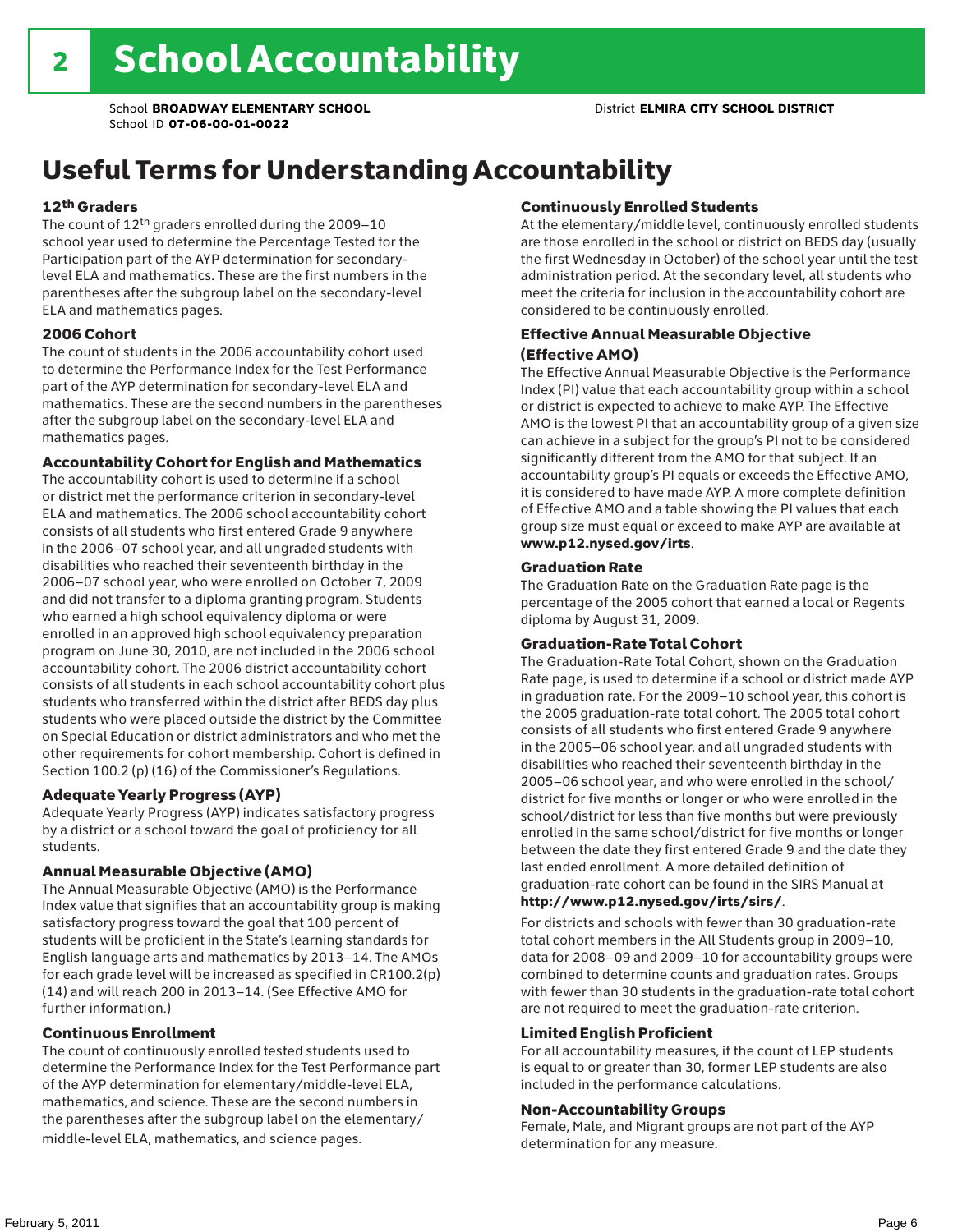# 2 School Accountability

School **BROADWAY ELEMENTARY SCHOOL**
School ID **07-06-00-01-0022**

District **ELMIRA CITY SCHOOL DISTRICT**

## Useful Terms for Understanding Accountability

### 12th Graders

The count of 12th graders enrolled during the 2009–10 school year used to determine the Percentage Tested for the Participation part of the AYP determination for secondary-level ELA and mathematics. These are the first numbers in the parentheses after the subgroup label on the secondary-level ELA and mathematics pages.

### 2006 Cohort

The count of students in the 2006 accountability cohort used to determine the Performance Index for the Test Performance part of the AYP determination for secondary-level ELA and mathematics. These are the second numbers in the parentheses after the subgroup label on the secondary-level ELA and mathematics pages.

### Accountability Cohort for English and Mathematics

The accountability cohort is used to determine if a school or district met the performance criterion in secondary-level ELA and mathematics. The 2006 school accountability cohort consists of all students who first entered Grade 9 anywhere in the 2006–07 school year, and all ungraded students with disabilities who reached their seventeenth birthday in the 2006–07 school year, who were enrolled on October 7, 2009 and did not transfer to a diploma granting program. Students who earned a high school equivalency diploma or were enrolled in an approved high school equivalency preparation program on June 30, 2010, are not included in the 2006 school accountability cohort. The 2006 district accountability cohort consists of all students in each school accountability cohort plus students who transferred within the district after BEDS day plus students who were placed outside the district by the Committee on Special Education or district administrators and who met the other requirements for cohort membership. Cohort is defined in Section 100.2 (p) (16) of the Commissioner's Regulations.

### Adequate Yearly Progress (AYP)

Adequate Yearly Progress (AYP) indicates satisfactory progress by a district or a school toward the goal of proficiency for all students.

### Annual Measurable Objective (AMO)

The Annual Measurable Objective (AMO) is the Performance Index value that signifies that an accountability group is making satisfactory progress toward the goal that 100 percent of students will be proficient in the State's learning standards for English language arts and mathematics by 2013–14. The AMOs for each grade level will be increased as specified in CR100.2(p)(14) and will reach 200 in 2013–14. (See Effective AMO for further information.)

### Continuous Enrollment

The count of continuously enrolled tested students used to determine the Performance Index for the Test Performance part of the AYP determination for elementary/middle-level ELA, mathematics, and science. These are the second numbers in the parentheses after the subgroup label on the elementary/middle-level ELA, mathematics, and science pages.

### Continuously Enrolled Students

At the elementary/middle level, continuously enrolled students are those enrolled in the school or district on BEDS day (usually the first Wednesday in October) of the school year until the test administration period. At the secondary level, all students who meet the criteria for inclusion in the accountability cohort are considered to be continuously enrolled.

### Effective Annual Measurable Objective (Effective AMO)

The Effective Annual Measurable Objective is the Performance Index (PI) value that each accountability group within a school or district is expected to achieve to make AYP. The Effective AMO is the lowest PI that an accountability group of a given size can achieve in a subject for the group's PI not to be considered significantly different from the AMO for that subject. If an accountability group's PI equals or exceeds the Effective AMO, it is considered to have made AYP. A more complete definition of Effective AMO and a table showing the PI values that each group size must equal or exceed to make AYP are available at **www.p12.nysed.gov/irts**.

### Graduation Rate

The Graduation Rate on the Graduation Rate page is the percentage of the 2005 cohort that earned a local or Regents diploma by August 31, 2009.

### Graduation-Rate Total Cohort

The Graduation-Rate Total Cohort, shown on the Graduation Rate page, is used to determine if a school or district made AYP in graduation rate. For the 2009–10 school year, this cohort is the 2005 graduation-rate total cohort. The 2005 total cohort consists of all students who first entered Grade 9 anywhere in the 2005–06 school year, and all ungraded students with disabilities who reached their seventeenth birthday in the 2005–06 school year, and who were enrolled in the school/district for five months or longer or who were enrolled in the school/district for less than five months but were previously enrolled in the same school/district for five months or longer between the date they first entered Grade 9 and the date they last ended enrollment. A more detailed definition of graduation-rate cohort can be found in the SIRS Manual at **http://www.p12.nysed.gov/irts/sirs/**.

For districts and schools with fewer than 30 graduation-rate total cohort members in the All Students group in 2009–10, data for 2008–09 and 2009–10 for accountability groups were combined to determine counts and graduation rates. Groups with fewer than 30 students in the graduation-rate total cohort are not required to meet the graduation-rate criterion.

### Limited English Proficient

For all accountability measures, if the count of LEP students is equal to or greater than 30, former LEP students are also included in the performance calculations.

### Non-Accountability Groups

Female, Male, and Migrant groups are not part of the AYP determination for any measure.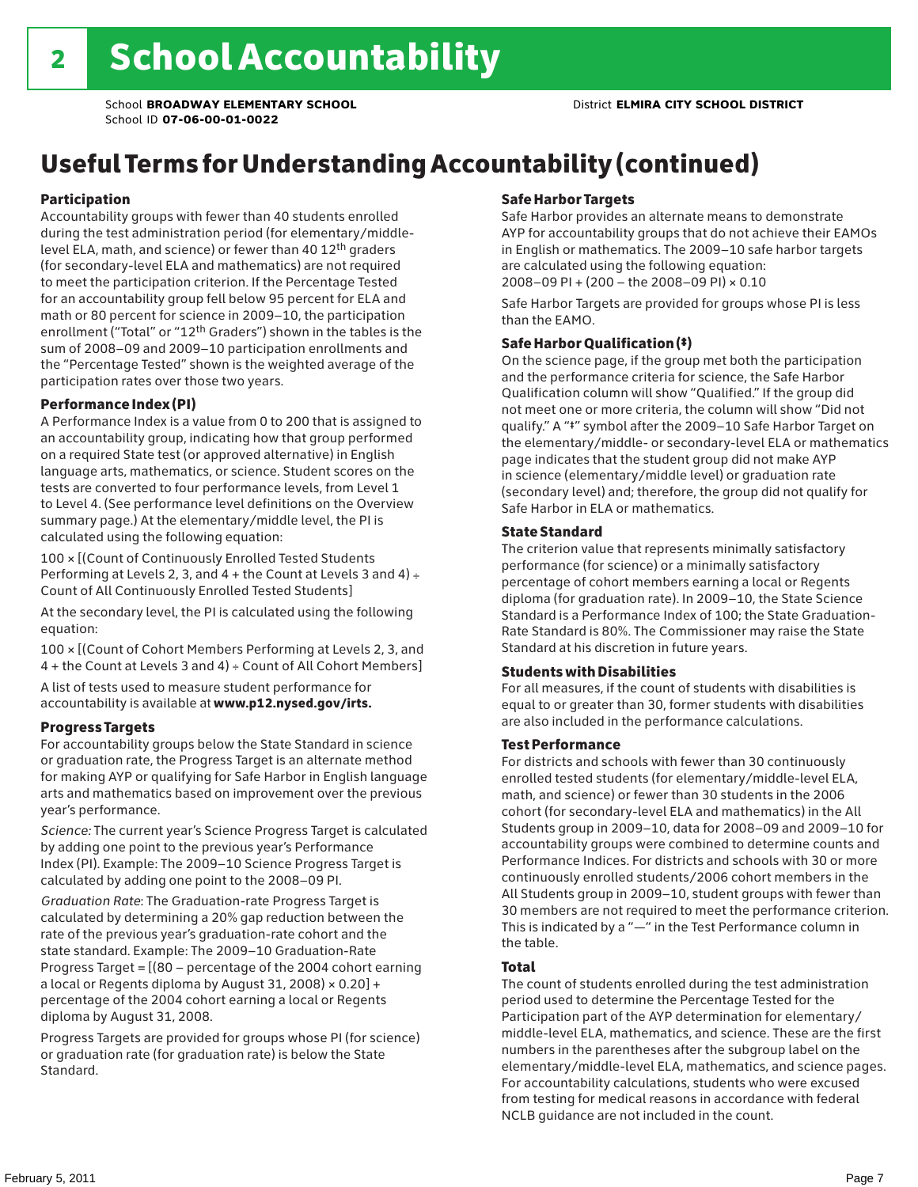# 2 School Accountability

School **BROADWAY ELEMENTARY SCHOOL** District **ELMIRA CITY SCHOOL DISTRICT**
School ID **07-06-00-01-0022**

## Useful Terms for Understanding Accountability (continued)

### Participation

Accountability groups with fewer than 40 students enrolled during the test administration period (for elementary/middle-level ELA, math, and science) or fewer than 40 12th graders (for secondary-level ELA and mathematics) are not required to meet the participation criterion. If the Percentage Tested for an accountability group fell below 95 percent for ELA and math or 80 percent for science in 2009–10, the participation enrollment ("Total" or "12th Graders") shown in the tables is the sum of 2008–09 and 2009–10 participation enrollments and the "Percentage Tested" shown is the weighted average of the participation rates over those two years.

### Performance Index (PI)

A Performance Index is a value from 0 to 200 that is assigned to an accountability group, indicating how that group performed on a required State test (or approved alternative) in English language arts, mathematics, or science. Student scores on the tests are converted to four performance levels, from Level 1 to Level 4. (See performance level definitions on the Overview summary page.) At the elementary/middle level, the PI is calculated using the following equation:

100 × [(Count of Continuously Enrolled Tested Students Performing at Levels 2, 3, and 4 + the Count at Levels 3 and 4) ÷ Count of All Continuously Enrolled Tested Students]

At the secondary level, the PI is calculated using the following equation:

100 × [(Count of Cohort Members Performing at Levels 2, 3, and 4 + the Count at Levels 3 and 4) ÷ Count of All Cohort Members]

A list of tests used to measure student performance for accountability is available at **www.p12.nysed.gov/irts.**

### Progress Targets

For accountability groups below the State Standard in science or graduation rate, the Progress Target is an alternate method for making AYP or qualifying for Safe Harbor in English language arts and mathematics based on improvement over the previous year's performance.

*Science:* The current year's Science Progress Target is calculated by adding one point to the previous year's Performance Index (PI). Example: The 2009–10 Science Progress Target is calculated by adding one point to the 2008–09 PI.

*Graduation Rate*: The Graduation-rate Progress Target is calculated by determining a 20% gap reduction between the rate of the previous year's graduation-rate cohort and the state standard. Example: The 2009–10 Graduation-Rate Progress Target = [(80 – percentage of the 2004 cohort earning a local or Regents diploma by August 31, 2008) × 0.20] + percentage of the 2004 cohort earning a local or Regents diploma by August 31, 2008.

Progress Targets are provided for groups whose PI (for science) or graduation rate (for graduation rate) is below the State Standard.

### Safe Harbor Targets

Safe Harbor provides an alternate means to demonstrate AYP for accountability groups that do not achieve their EAMOs in English or mathematics. The 2009–10 safe harbor targets are calculated using the following equation:
2008–09 PI + (200 – the 2008–09 PI) × 0.10

Safe Harbor Targets are provided for groups whose PI is less than the EAMO.

### Safe Harbor Qualification (‡)

On the science page, if the group met both the participation and the performance criteria for science, the Safe Harbor Qualification column will show "Qualified." If the group did not meet one or more criteria, the column will show "Did not qualify." A "‡" symbol after the 2009–10 Safe Harbor Target on the elementary/middle- or secondary-level ELA or mathematics page indicates that the student group did not make AYP in science (elementary/middle level) or graduation rate (secondary level) and; therefore, the group did not qualify for Safe Harbor in ELA or mathematics.

### State Standard

The criterion value that represents minimally satisfactory performance (for science) or a minimally satisfactory percentage of cohort members earning a local or Regents diploma (for graduation rate). In 2009–10, the State Science Standard is a Performance Index of 100; the State Graduation-Rate Standard is 80%. The Commissioner may raise the State Standard at his discretion in future years.

### Students with Disabilities

For all measures, if the count of students with disabilities is equal to or greater than 30, former students with disabilities are also included in the performance calculations.

### Test Performance

For districts and schools with fewer than 30 continuously enrolled tested students (for elementary/middle-level ELA, math, and science) or fewer than 30 students in the 2006 cohort (for secondary-level ELA and mathematics) in the All Students group in 2009–10, data for 2008–09 and 2009–10 for accountability groups were combined to determine counts and Performance Indices. For districts and schools with 30 or more continuously enrolled students/2006 cohort members in the All Students group in 2009–10, student groups with fewer than 30 members are not required to meet the performance criterion. This is indicated by a "—" in the Test Performance column in the table.

### Total

The count of students enrolled during the test administration period used to determine the Percentage Tested for the Participation part of the AYP determination for elementary/middle-level ELA, mathematics, and science. These are the first numbers in the parentheses after the subgroup label on the elementary/middle-level ELA, mathematics, and science pages. For accountability calculations, students who were excused from testing for medical reasons in accordance with federal NCLB guidance are not included in the count.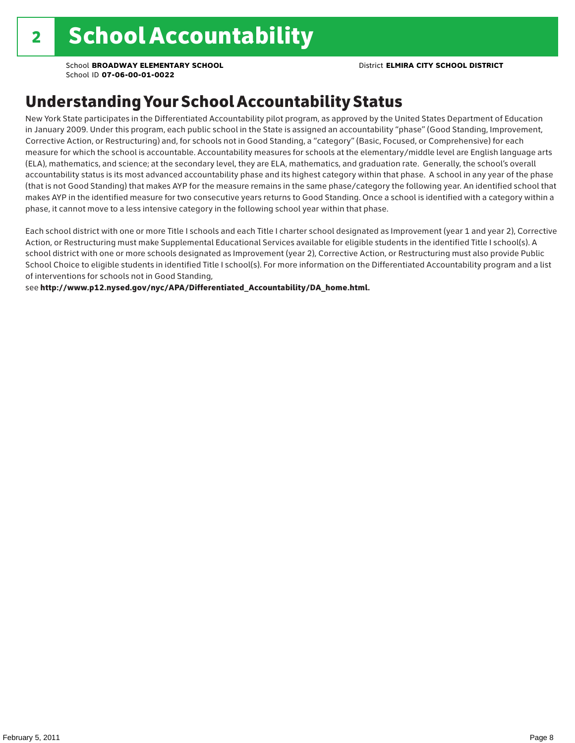# 2 School Accountability

School **BROADWAY ELEMENTARY SCHOOL**
School ID **07-06-00-01-0022**

District **ELMIRA CITY SCHOOL DISTRICT**

## Understanding Your School Accountability Status

New York State participates in the Differentiated Accountability pilot program, as approved by the United States Department of Education in January 2009. Under this program, each public school in the State is assigned an accountability "phase" (Good Standing, Improvement, Corrective Action, or Restructuring) and, for schools not in Good Standing, a "category" (Basic, Focused, or Comprehensive) for each measure for which the school is accountable. Accountability measures for schools at the elementary/middle level are English language arts (ELA), mathematics, and science; at the secondary level, they are ELA, mathematics, and graduation rate. Generally, the school's overall accountability status is its most advanced accountability phase and its highest category within that phase. A school in any year of the phase (that is not Good Standing) that makes AYP for the measure remains in the same phase/category the following year. An identified school that makes AYP in the identified measure for two consecutive years returns to Good Standing. Once a school is identified with a category within a phase, it cannot move to a less intensive category in the following school year within that phase.

Each school district with one or more Title I schools and each Title I charter school designated as Improvement (year 1 and year 2), Corrective Action, or Restructuring must make Supplemental Educational Services available for eligible students in the identified Title I school(s). A school district with one or more schools designated as Improvement (year 2), Corrective Action, or Restructuring must also provide Public School Choice to eligible students in identified Title I school(s). For more information on the Differentiated Accountability program and a list of interventions for schools not in Good Standing,
see **http://www.p12.nysed.gov/nyc/APA/Differentiated_Accountability/DA_home.html.**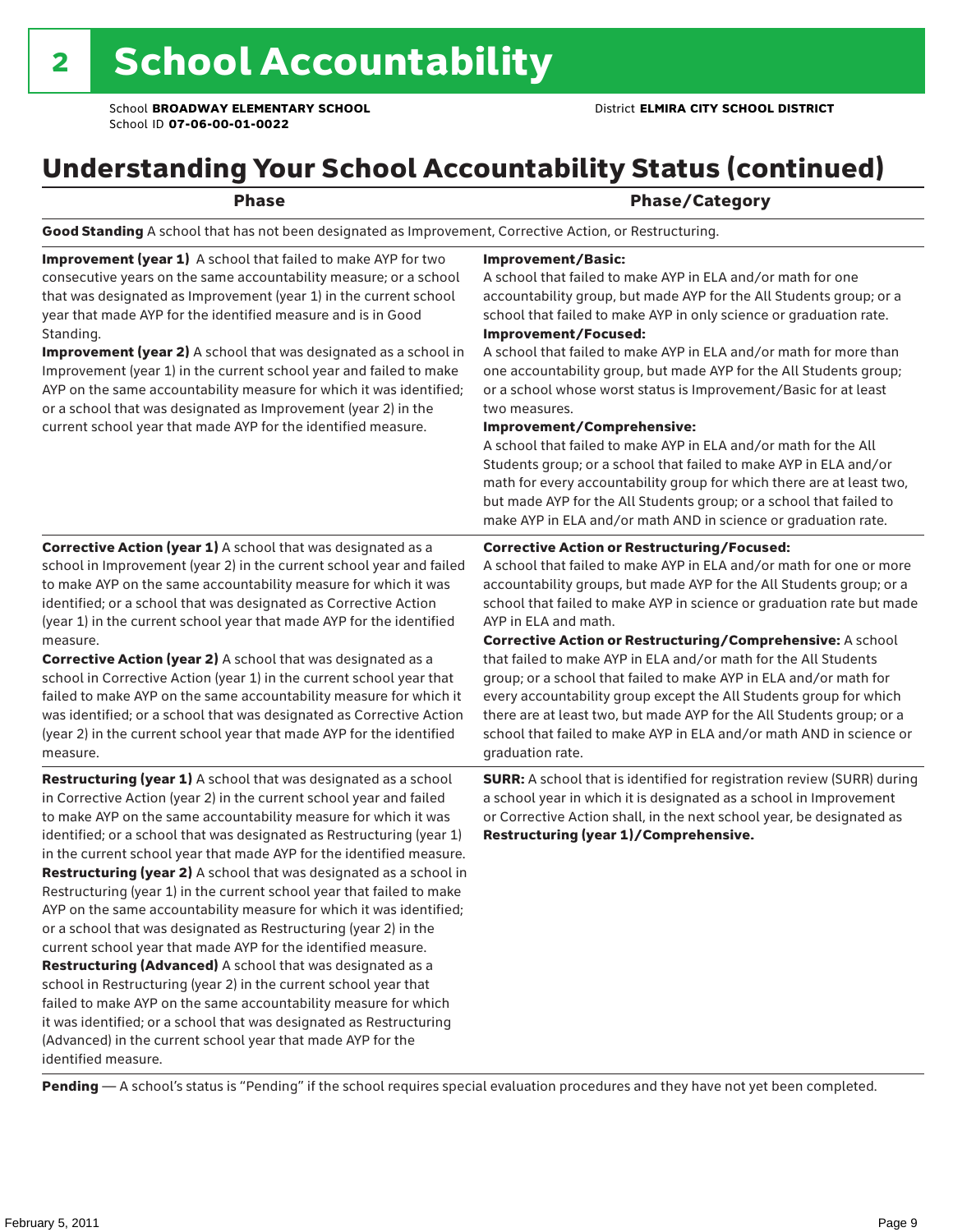# 2 School Accountability

School **BROADWAY ELEMENTARY SCHOOL**
School ID **07-06-00-01-0022**

District **ELMIRA CITY SCHOOL DISTRICT**

## Understanding Your School Accountability Status (continued)

| Phase | Phase/Category |
|---|---|
| **Good Standing** A school that has not been designated as Improvement, Corrective Action, or Restructuring. | |
| **Improvement (year 1)** A school that failed to make AYP for two consecutive years on the same accountability measure; or a school that was designated as Improvement (year 1) in the current school year that made AYP for the identified measure and is in Good Standing.<br>**Improvement (year 2)** A school that was designated as a school in Improvement (year 1) in the current school year and failed to make AYP on the same accountability measure for which it was identified; or a school that was designated as Improvement (year 2) in the current school year that made AYP for the identified measure. | **Improvement/Basic:**<br>A school that failed to make AYP in ELA and/or math for one accountability group, but made AYP for the All Students group; or a school that failed to make AYP in only science or graduation rate.<br>**Improvement/Focused:**<br>A school that failed to make AYP in ELA and/or math for more than one accountability group, but made AYP for the All Students group; or a school whose worst status is Improvement/Basic for at least two measures.<br>**Improvement/Comprehensive:**<br>A school that failed to make AYP in ELA and/or math for the All Students group; or a school that failed to make AYP in ELA and/or math for every accountability group for which there are at least two, but made AYP for the All Students group; or a school that failed to make AYP in ELA and/or math AND in science or graduation rate. |
| **Corrective Action (year 1)** A school that was designated as a school in Improvement (year 2) in the current school year and failed to make AYP on the same accountability measure for which it was identified; or a school that was designated as Corrective Action (year 1) in the current school year that made AYP for the identified measure.<br>**Corrective Action (year 2)** A school that was designated as a school in Corrective Action (year 1) in the current school year that failed to make AYP on the same accountability measure for which it was identified; or a school that was designated as Corrective Action (year 2) in the current school year that made AYP for the identified measure. | **Corrective Action or Restructuring/Focused:**<br>A school that failed to make AYP in ELA and/or math for one or more accountability groups, but made AYP for the All Students group; or a school that failed to make AYP in science or graduation rate but made AYP in ELA and math.<br>**Corrective Action or Restructuring/Comprehensive:** A school that failed to make AYP in ELA and/or math for the All Students group; or a school that failed to make AYP in ELA and/or math for every accountability group except the All Students group for which there are at least two, but made AYP for the All Students group; or a school that failed to make AYP in ELA and/or math AND in science or graduation rate. |
| **Restructuring (year 1)** A school that was designated as a school in Corrective Action (year 2) in the current school year and failed to make AYP on the same accountability measure for which it was identified; or a school that was designated as Restructuring (year 1) in the current school year that made AYP for the identified measure.<br>**Restructuring (year 2)** A school that was designated as a school in Restructuring (year 1) in the current school year that failed to make AYP on the same accountability measure for which it was identified; or a school that was designated as Restructuring (year 2) in the current school year that made AYP for the identified measure.<br>**Restructuring (Advanced)** A school that was designated as a school in Restructuring (year 2) in the current school year that failed to make AYP on the same accountability measure for which it was identified; or a school that was designated as Restructuring (Advanced) in the current school year that made AYP for the identified measure. | **SURR:** A school that is identified for registration review (SURR) during a school year in which it is designated as a school in Improvement or Corrective Action shall, in the next school year, be designated as **Restructuring (year 1)/Comprehensive.** |

**Pending** — A school's status is "Pending" if the school requires special evaluation procedures and they have not yet been completed.

February 5, 2011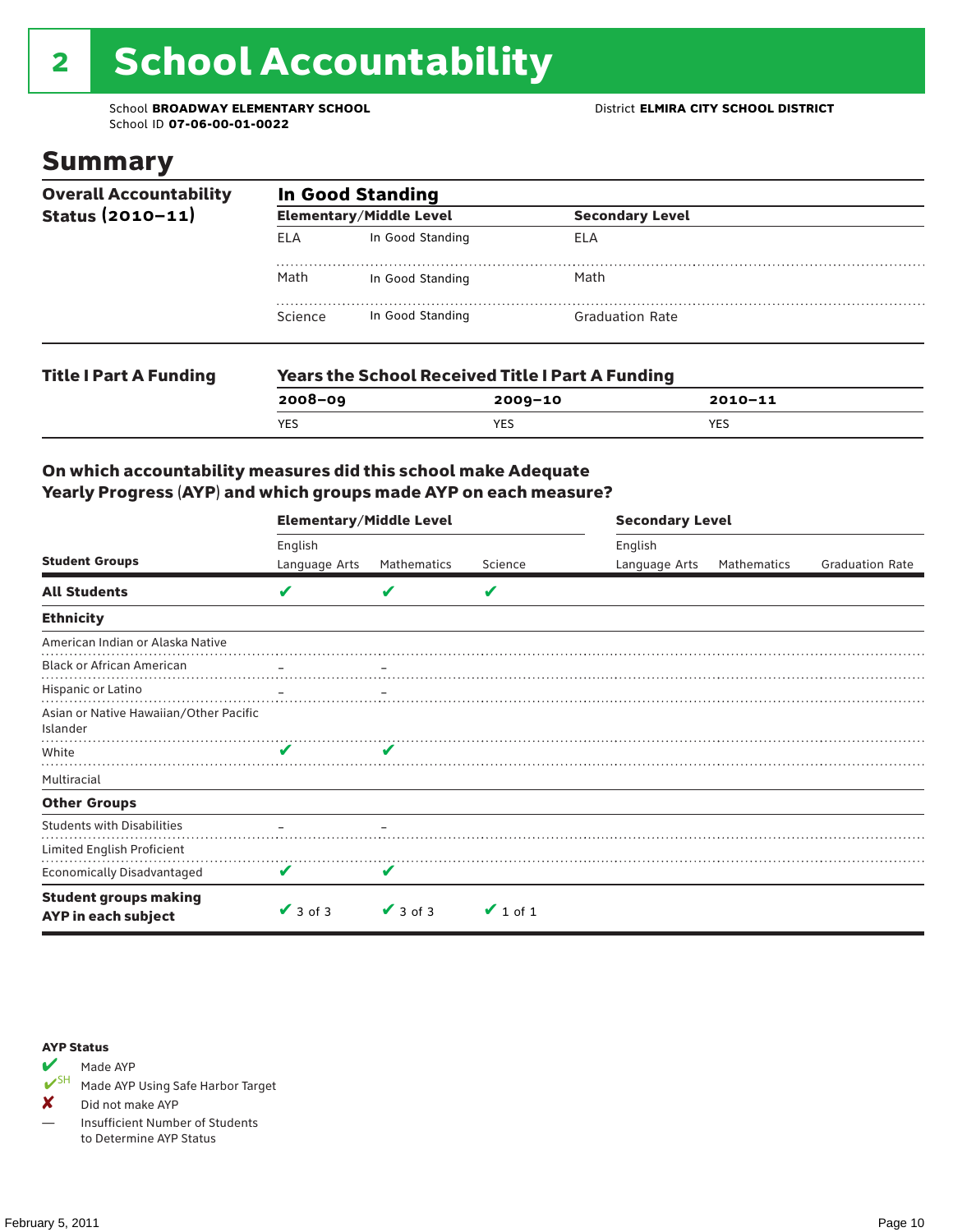# 2 School Accountability

School **BROADWAY ELEMENTARY SCHOOL**
School ID **07-06-00-01-0022**

District **ELMIRA CITY SCHOOL DISTRICT**

## Summary

**Overall Accountability Status (2010–11)**

**In Good Standing**

| Elementary/Middle Level | | Secondary Level | |
|---|---|---|---|
| ELA | In Good Standing | ELA | |
| Math | In Good Standing | Math | |
| Science | In Good Standing | Graduation Rate | |

**Title I Part A Funding**

**Years the School Received Title I Part A Funding**

| 2008–09 | 2009–10 | 2010–11 |
|---|---|---|
| YES | YES | YES |

### On which accountability measures did this school make Adequate Yearly Progress (AYP) and which groups made AYP on each measure?

| Student Groups | Elementary/Middle Level: English Language Arts | Elementary/Middle Level: Mathematics | Elementary/Middle Level: Science | Secondary Level: English Language Arts | Secondary Level: Mathematics | Secondary Level: Graduation Rate |
|---|---|---|---|---|---|---|
| **All Students** | ✔ | ✔ | ✔ | | | |
| **Ethnicity** | | | | | | |
| American Indian or Alaska Native | | | | | | |
| Black or African American | – | – | | | | |
| Hispanic or Latino | – | – | | | | |
| Asian or Native Hawaiian/Other Pacific Islander | | | | | | |
| White | ✔ | ✔ | | | | |
| Multiracial | | | | | | |
| **Other Groups** | | | | | | |
| Students with Disabilities | – | – | | | | |
| Limited English Proficient | | | | | | |
| Economically Disadvantaged | ✔ | ✔ | | | | |
| **Student groups making AYP in each subject** | ✔ 3 of 3 | ✔ 3 of 3 | ✔ 1 of 1 | | | |

**AYP Status**

- ✔ Made AYP
- ✔SH Made AYP Using Safe Harbor Target
- ✘ Did not make AYP
- — Insufficient Number of Students to Determine AYP Status

February 5, 2011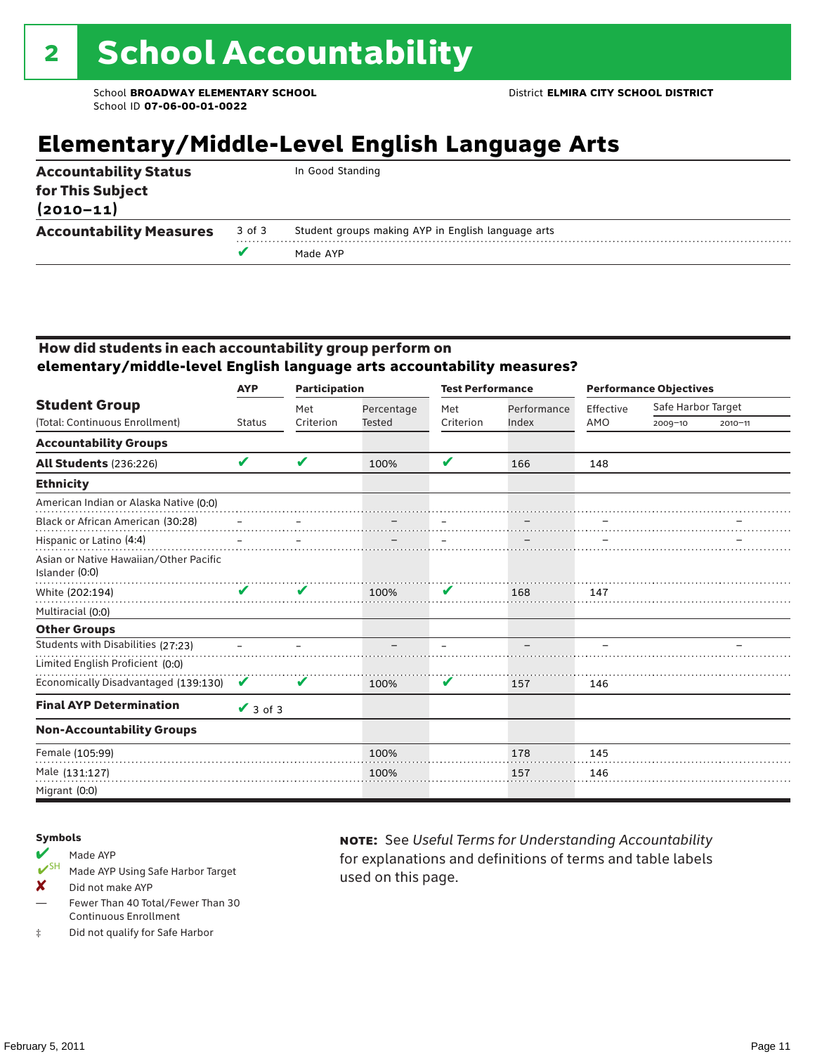# 2 School Accountability

School **BROADWAY ELEMENTARY SCHOOL**
School ID **07-06-00-01-0022**

District **ELMIRA CITY SCHOOL DISTRICT**

## Elementary/Middle-Level English Language Arts

| | | |
|---|---|---|
| **Accountability Status for This Subject (2010–11)** | | In Good Standing |
| **Accountability Measures** | 3 of 3 | Student groups making AYP in English language arts |
| | ✔ | Made AYP |

### How did students in each accountability group perform on elementary/middle-level English language arts accountability measures?

| Student Group (Total: Continuous Enrollment) | AYP Status | Participation: Met Criterion | Participation: Percentage Tested | Test Performance: Met Criterion | Test Performance: Performance Index | Performance Objectives: Effective AMO | Safe Harbor Target: 2009–10 | Safe Harbor Target: 2010–11 |
|---|---|---|---|---|---|---|---|---|
| **Accountability Groups** | | | | | | | | |
| **All Students** (236:226) | ✔ | ✔ | 100% | ✔ | 166 | 148 | | |
| **Ethnicity** | | | | | | | | |
| American Indian or Alaska Native (0:0) | | | | | | | | |
| Black or African American (30:28) | – | – | – | – | – | – | | – |
| Hispanic or Latino (4:4) | – | – | – | – | – | – | | – |
| Asian or Native Hawaiian/Other Pacific Islander (0:0) | | | | | | | | |
| White (202:194) | ✔ | ✔ | 100% | ✔ | 168 | 147 | | |
| Multiracial (0:0) | | | | | | | | |
| **Other Groups** | | | | | | | | |
| Students with Disabilities (27:23) | – | – | – | – | – | – | | – |
| Limited English Proficient (0:0) | | | | | | | | |
| Economically Disadvantaged (139:130) | ✔ | ✔ | 100% | ✔ | 157 | 146 | | |
| **Final AYP Determination** | ✔ 3 of 3 | | | | | | | |
| **Non-Accountability Groups** | | | | | | | | |
| Female (105:99) | | | 100% | | 178 | 145 | | |
| Male (131:127) | | | 100% | | 157 | 146 | | |
| Migrant (0:0) | | | | | | | | |

**Symbols**

- ✔ Made AYP
- ✔SH Made AYP Using Safe Harbor Target
- ✘ Did not make AYP
- — Fewer Than 40 Total/Fewer Than 30 Continuous Enrollment
- ‡ Did not qualify for Safe Harbor

**NOTE:** See *Useful Terms for Understanding Accountability* for explanations and definitions of terms and table labels used on this page.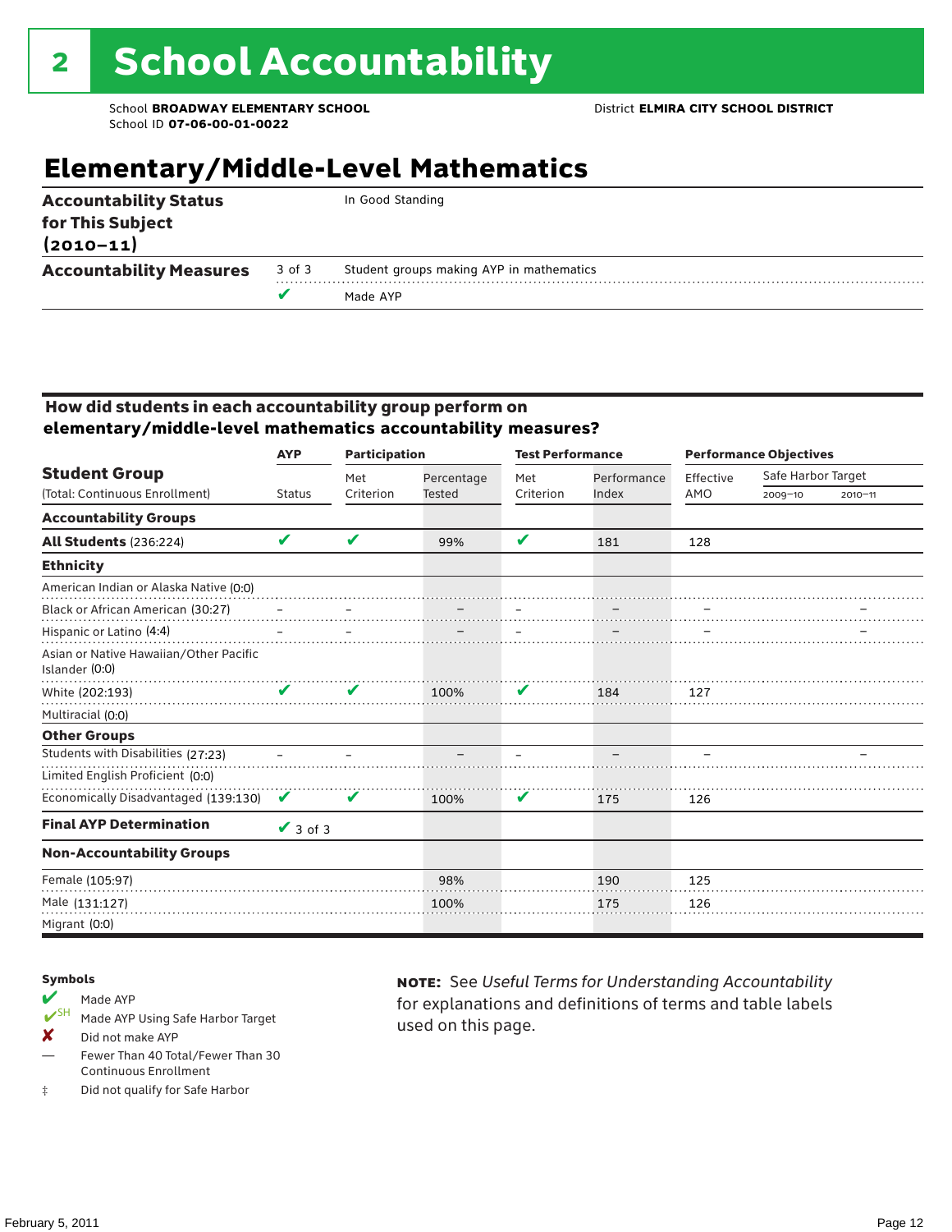# 2 School Accountability

School **BROADWAY ELEMENTARY SCHOOL**
School ID **07-06-00-01-0022**

District **ELMIRA CITY SCHOOL DISTRICT**

## Elementary/Middle-Level Mathematics

| | | |
|---|---|---|
| **Accountability Status for This Subject (2010–11)** | | In Good Standing |
| **Accountability Measures** | 3 of 3 | Student groups making AYP in mathematics |
| | ✔ | Made AYP |

### How did students in each accountability group perform on elementary/middle-level mathematics accountability measures?

| Student Group (Total: Continuous Enrollment) | AYP Status | Participation: Met Criterion | Participation: Percentage Tested | Test Performance: Met Criterion | Test Performance: Performance Index | Performance Objectives: Effective AMO | Safe Harbor Target 2009–10 | Safe Harbor Target 2010–11 |
|---|---|---|---|---|---|---|---|---|
| **Accountability Groups** | | | | | | | | |
| **All Students** (236:224) | ✔ | ✔ | 99% | ✔ | 181 | 128 | | |
| **Ethnicity** | | | | | | | | |
| American Indian or Alaska Native (0:0) | | | | | | | | |
| Black or African American (30:27) | – | – | – | – | – | – | | – |
| Hispanic or Latino (4:4) | – | – | – | – | – | – | | – |
| Asian or Native Hawaiian/Other Pacific Islander (0:0) | | | | | | | | |
| White (202:193) | ✔ | ✔ | 100% | ✔ | 184 | 127 | | |
| Multiracial (0:0) | | | | | | | | |
| **Other Groups** | | | | | | | | |
| Students with Disabilities (27:23) | – | – | – | – | – | – | | – |
| Limited English Proficient (0:0) | | | | | | | | |
| Economically Disadvantaged (139:130) | ✔ | ✔ | 100% | ✔ | 175 | 126 | | |
| **Final AYP Determination** | ✔ 3 of 3 | | | | | | | |
| **Non-Accountability Groups** | | | | | | | | |
| Female (105:97) | | | 98% | | 190 | 125 | | |
| Male (131:127) | | | 100% | | 175 | 126 | | |
| Migrant (0:0) | | | | | | | | |

**Symbols**

- ✔ Made AYP
- ✔SH Made AYP Using Safe Harbor Target
- ✘ Did not make AYP
- — Fewer Than 40 Total/Fewer Than 30 Continuous Enrollment
- ‡ Did not qualify for Safe Harbor

**NOTE:** See *Useful Terms for Understanding Accountability* for explanations and definitions of terms and table labels used on this page.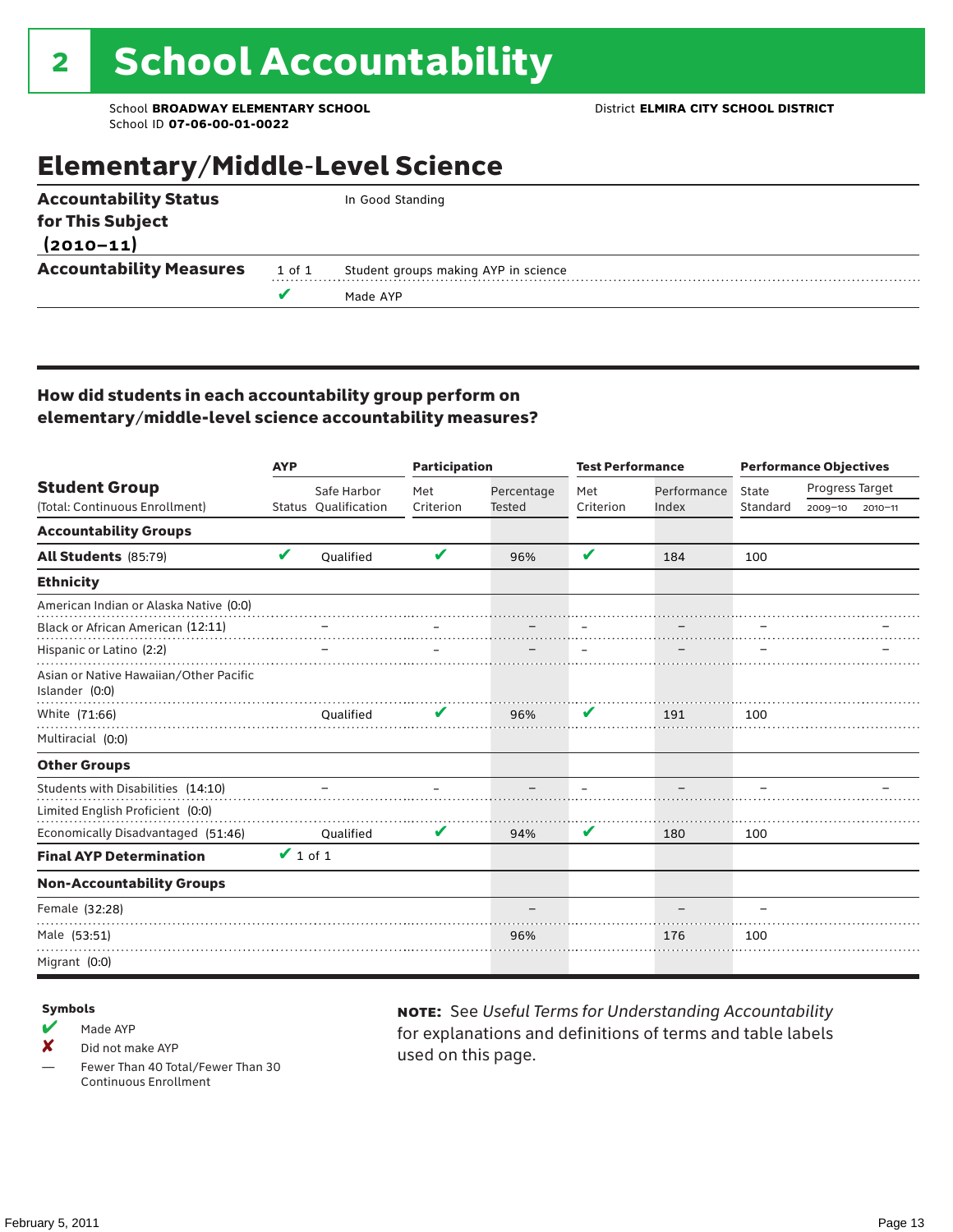# 2 School Accountability

School **BROADWAY ELEMENTARY SCHOOL**
School ID **07-06-00-01-0022**

District **ELMIRA CITY SCHOOL DISTRICT**

## Elementary/Middle-Level Science

| | | |
|---|---|---|
| **Accountability Status for This Subject (2010–11)** | | In Good Standing |
| **Accountability Measures** | 1 of 1 | Student groups making AYP in science |
| | ✔ | Made AYP |

### How did students in each accountability group perform on elementary/middle-level science accountability measures?

| Student Group (Total: Continuous Enrollment) | AYP Status | AYP Safe Harbor Qualification | Participation Met Criterion | Participation Percentage Tested | Test Performance Met Criterion | Test Performance Performance Index | Performance Objectives State Standard | Progress Target 2009–10 | Progress Target 2010–11 |
|---|---|---|---|---|---|---|---|---|---|
| **Accountability Groups** | | | | | | | | | |
| **All Students** (85:79) | ✔ | Qualified | ✔ | 96% | ✔ | 184 | 100 | | |
| **Ethnicity** | | | | | | | | | |
| American Indian or Alaska Native (0:0) | | | | | | | | | |
| Black or African American (12:11) | | – | – | – | – | – | – | | – |
| Hispanic or Latino (2:2) | | – | – | – | – | – | – | | – |
| Asian or Native Hawaiian/Other Pacific Islander (0:0) | | | | | | | | | |
| White (71:66) | | Qualified | ✔ | 96% | ✔ | 191 | 100 | | |
| Multiracial (0:0) | | | | | | | | | |
| **Other Groups** | | | | | | | | | |
| Students with Disabilities (14:10) | | – | – | – | – | – | – | | – |
| Limited English Proficient (0:0) | | | | | | | | | |
| Economically Disadvantaged (51:46) | | Qualified | ✔ | 94% | ✔ | 180 | 100 | | |
| **Final AYP Determination** | ✔ 1 of 1 | | | | | | | | |
| **Non-Accountability Groups** | | | | | | | | | |
| Female (32:28) | | | | – | | – | – | | |
| Male (53:51) | | | | 96% | | 176 | 100 | | |
| Migrant (0:0) | | | | | | | | | |

**Symbols**

- ✔ Made AYP
- ✘ Did not make AYP
- — Fewer Than 40 Total/Fewer Than 30 Continuous Enrollment

**NOTE:** See *Useful Terms for Understanding Accountability* for explanations and definitions of terms and table labels used on this page.

February 5, 2011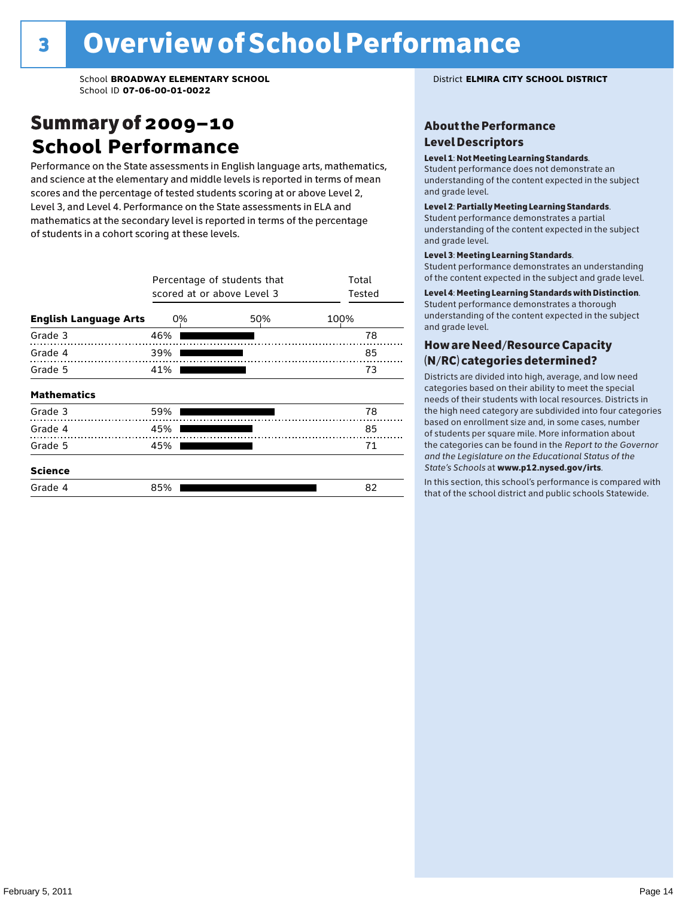# 3 Overview of School Performance

School **BROADWAY ELEMENTARY SCHOOL**
School ID **07-06-00-01-0022**

District **ELMIRA CITY SCHOOL DISTRICT**

## Summary of 2009–10 School Performance

Performance on the State assessments in English language arts, mathematics, and science at the elementary and middle levels is reported in terms of mean scores and the percentage of tested students scoring at or above Level 2, Level 3, and Level 4. Performance on the State assessments in ELA and mathematics at the secondary level is reported in terms of the percentage of students in a cohort scoring at these levels.

Percentage of students that scored at or above Level 3

Total Tested

0% 50% 100%

**English Language Arts**

Grade 3 46% 78

Grade 4 39% 85

Grade 5 41% 73

**Mathematics**

Grade 3 59% 78

Grade 4 45% 85

Grade 5 45% 71

**Science**

Grade 4 85% 82

### About the Performance Level Descriptors

**Level 1**: **Not Meeting Learning Standards**. Student performance does not demonstrate an understanding of the content expected in the subject and grade level.

**Level 2**: **Partially Meeting Learning Standards**. Student performance demonstrates a partial understanding of the content expected in the subject and grade level.

**Level 3**: **Meeting Learning Standards**. Student performance demonstrates an understanding of the content expected in the subject and grade level.

**Level 4**: **Meeting Learning Standards with Distinction**. Student performance demonstrates a thorough understanding of the content expected in the subject and grade level.

### How are Need/Resource Capacity (N/RC) categories determined?

Districts are divided into high, average, and low need categories based on their ability to meet the special needs of their students with local resources. Districts in the high need category are subdivided into four categories based on enrollment size and, in some cases, number of students per square mile. More information about the categories can be found in the *Report to the Governor and the Legislature on the Educational Status of the State's Schools* at **www.p12.nysed.gov/irts**.

In this section, this school's performance is compared with that of the school district and public schools Statewide.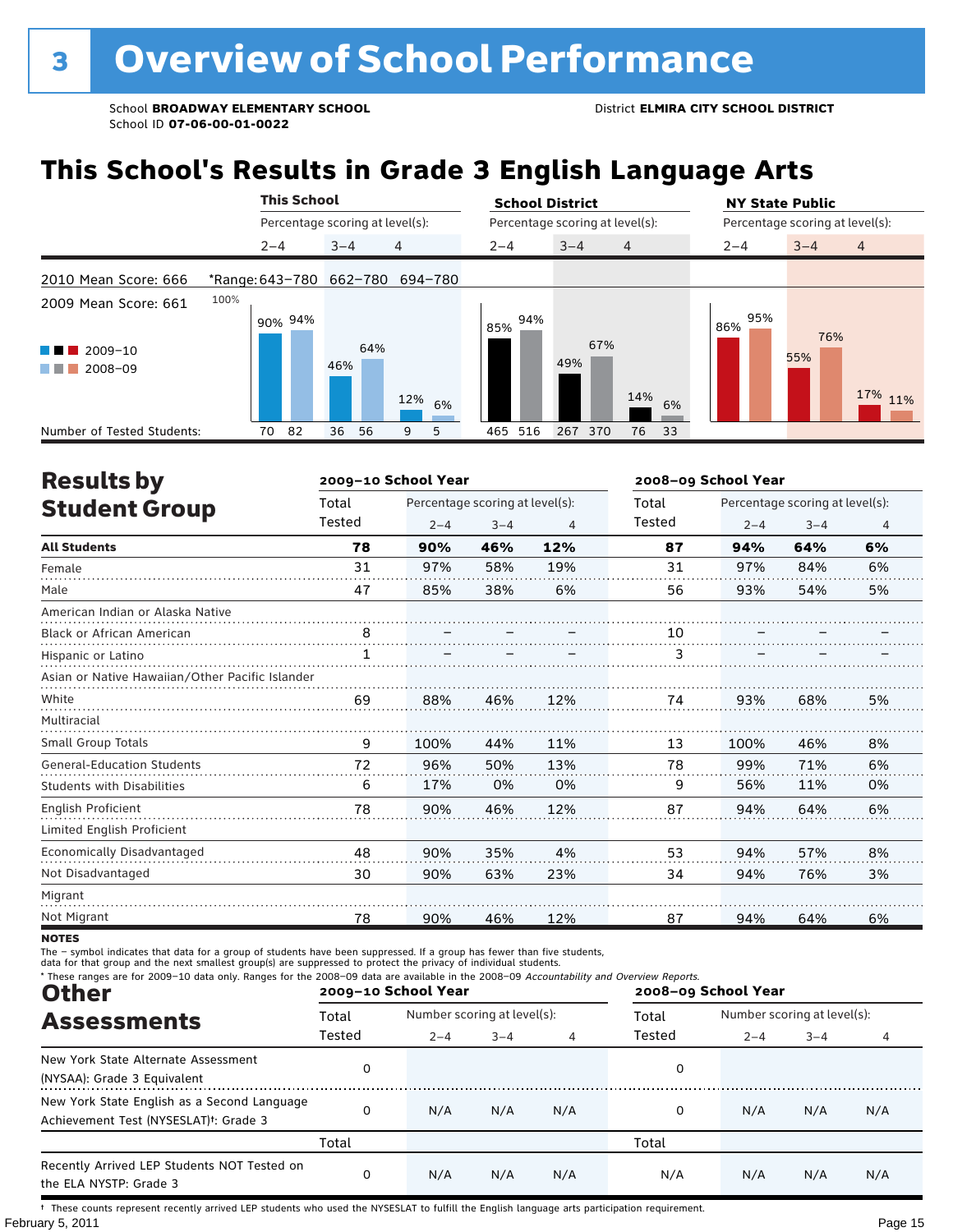# 3 Overview of School Performance

School **BROADWAY ELEMENTARY SCHOOL**
School ID **07-06-00-01-0022**

District **ELMIRA CITY SCHOOL DISTRICT**

## This School's Results in Grade 3 English Language Arts

This School
Percentage scoring at level(s):
2–4 3–4 4

School District
Percentage scoring at level(s):
2–4 3–4 4

NY State Public
Percentage scoring at level(s):
2–4 3–4 4

2010 Mean Score: 666 *Range: 643–780 662–780 694–780

2009 Mean Score: 661

100%

2009–10
2008–09

This School: 90% 94% 46% 64% 12% 6%

School District: 85% 94% 49% 67% 14% 6%

NY State Public: 86% 95% 55% 76% 17% 11%

Number of Tested Students: 70 82 36 56 9 5 465 516 267 370 76 33

## Results by Student Group

| | 2009–10 School Year | | | | 2008–09 School Year | | | |
|---|---|---|---|---|---|---|---|---|
| | Total Tested | Percentage scoring at level(s): 2–4 | 3–4 | 4 | Total Tested | Percentage scoring at level(s): 2–4 | 3–4 | 4 |
| **All Students** | **78** | **90%** | **46%** | **12%** | **87** | **94%** | **64%** | **6%** |
| Female | 31 | 97% | 58% | 19% | 31 | 97% | 84% | 6% |
| Male | 47 | 85% | 38% | 6% | 56 | 93% | 54% | 5% |
| American Indian or Alaska Native | | | | | | | | |
| Black or African American | 8 | – | – | – | 10 | – | – | – |
| Hispanic or Latino | 1 | – | – | – | 3 | – | – | – |
| Asian or Native Hawaiian/Other Pacific Islander | | | | | | | | |
| White | 69 | 88% | 46% | 12% | 74 | 93% | 68% | 5% |
| Multiracial | | | | | | | | |
| Small Group Totals | 9 | 100% | 44% | 11% | 13 | 100% | 46% | 8% |
| General-Education Students | 72 | 96% | 50% | 13% | 78 | 99% | 71% | 6% |
| Students with Disabilities | 6 | 17% | 0% | 0% | 9 | 56% | 11% | 0% |
| English Proficient | 78 | 90% | 46% | 12% | 87 | 94% | 64% | 6% |
| Limited English Proficient | | | | | | | | |
| Economically Disadvantaged | 48 | 90% | 35% | 4% | 53 | 94% | 57% | 8% |
| Not Disadvantaged | 30 | 90% | 63% | 23% | 34 | 94% | 76% | 3% |
| Migrant | | | | | | | | |
| Not Migrant | 78 | 90% | 46% | 12% | 87 | 94% | 64% | 6% |

**NOTES**

The – symbol indicates that data for a group of students have been suppressed. If a group has fewer than five students, data for that group and the next smallest group(s) are suppressed to protect the privacy of individual students.

* These ranges are for 2009–10 data only. Ranges for the 2008–09 data are available in the 2008–09 *Accountability and Overview Reports.*

## Other Assessments

| | 2009–10 School Year | | | | 2008–09 School Year | | | |
|---|---|---|---|---|---|---|---|---|
| | Total Tested | Number scoring at level(s): 2–4 | 3–4 | 4 | Total Tested | Number scoring at level(s): 2–4 | 3–4 | 4 |
| New York State Alternate Assessment (NYSAA): Grade 3 Equivalent | 0 | | | | 0 | | | |
| New York State English as a Second Language Achievement Test (NYSESLAT)†: Grade 3 | 0 | N/A | N/A | N/A | 0 | N/A | N/A | N/A |
| | Total | | | | Total | | | |
| Recently Arrived LEP Students NOT Tested on the ELA NYSTP: Grade 3 | 0 | N/A | N/A | N/A | N/A | N/A | N/A | N/A |

† These counts represent recently arrived LEP students who used the NYSESLAT to fulfill the English language arts participation requirement.

February 5, 2011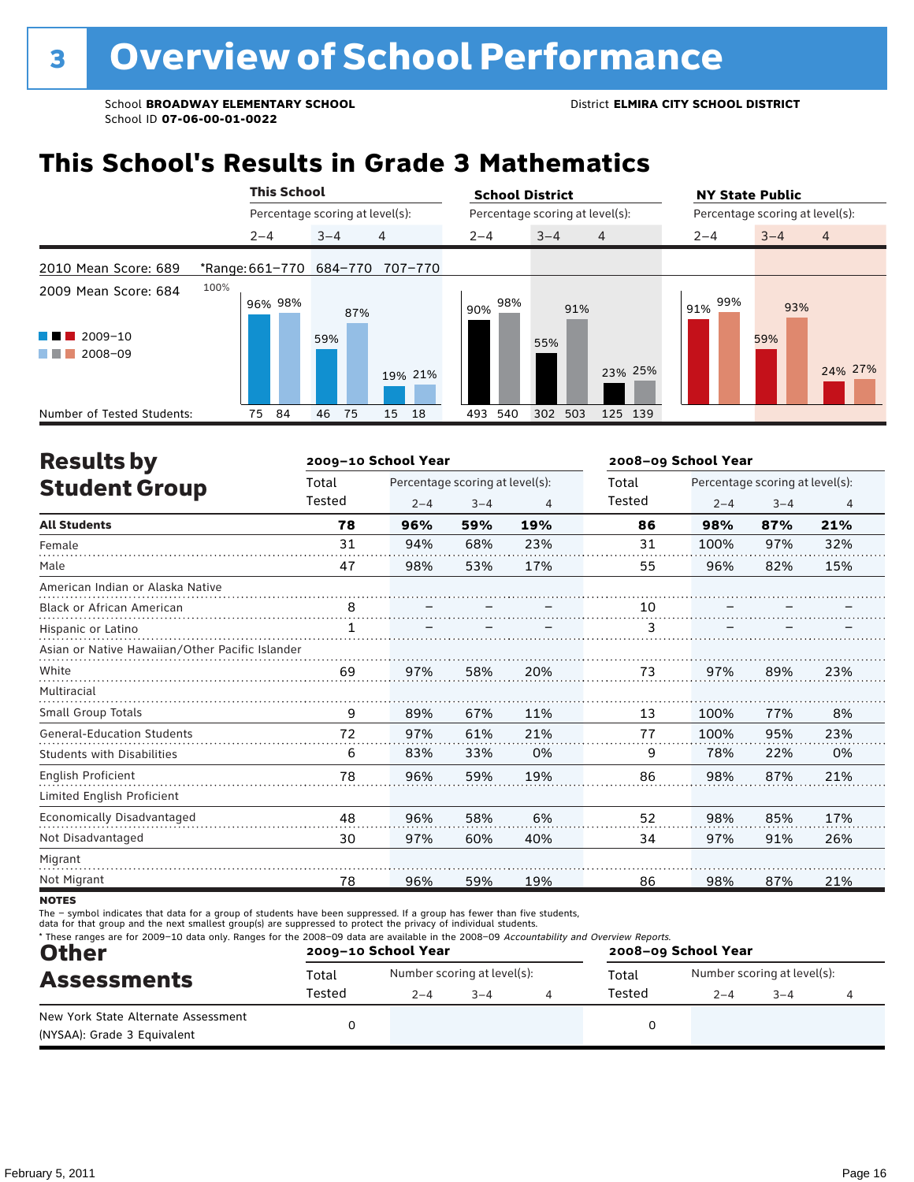# 3 Overview of School Performance

School **BROADWAY ELEMENTARY SCHOOL**
School ID **07-06-00-01-0022**

District **ELMIRA CITY SCHOOL DISTRICT**

## This School's Results in Grade 3 Mathematics

This School
Percentage scoring at level(s):
2–4 3–4 4

School District
Percentage scoring at level(s):
2–4 3–4 4

NY State Public
Percentage scoring at level(s):
2–4 3–4 4

2010 Mean Score: 689
*Range: 661–770 684–770 707–770

2009 Mean Score: 684

100%

2009–10
2008–09

96% 98% 59% 87% 19% 21%

90% 98% 55% 91% 23% 25%

91% 99% 59% 93% 24% 27%

Number of Tested Students: 75 84 46 75 15 18 493 540 302 503 125 139

## Results by Student Group

| | 2009–10 School Year | | | | 2008–09 School Year | | | |
|---|---|---|---|---|---|---|---|---|
| | Total Tested | Percentage scoring at level(s): 2–4 | 3–4 | 4 | Total Tested | Percentage scoring at level(s): 2–4 | 3–4 | 4 |
| **All Students** | **78** | **96%** | **59%** | **19%** | **86** | **98%** | **87%** | **21%** |
| Female | 31 | 94% | 68% | 23% | 31 | 100% | 97% | 32% |
| Male | 47 | 98% | 53% | 17% | 55 | 96% | 82% | 15% |
| American Indian or Alaska Native | | | | | | | | |
| Black or African American | 8 | – | – | – | 10 | – | – | – |
| Hispanic or Latino | 1 | – | – | – | 3 | – | – | – |
| Asian or Native Hawaiian/Other Pacific Islander | | | | | | | | |
| White | 69 | 97% | 58% | 20% | 73 | 97% | 89% | 23% |
| Multiracial | | | | | | | | |
| Small Group Totals | 9 | 89% | 67% | 11% | 13 | 100% | 77% | 8% |
| General-Education Students | 72 | 97% | 61% | 21% | 77 | 100% | 95% | 23% |
| Students with Disabilities | 6 | 83% | 33% | 0% | 9 | 78% | 22% | 0% |
| English Proficient | 78 | 96% | 59% | 19% | 86 | 98% | 87% | 21% |
| Limited English Proficient | | | | | | | | |
| Economically Disadvantaged | 48 | 96% | 58% | 6% | 52 | 98% | 85% | 17% |
| Not Disadvantaged | 30 | 97% | 60% | 40% | 34 | 97% | 91% | 26% |
| Migrant | | | | | | | | |
| Not Migrant | 78 | 96% | 59% | 19% | 86 | 98% | 87% | 21% |

**NOTES**

The – symbol indicates that data for a group of students have been suppressed. If a group has fewer than five students, data for that group and the next smallest group(s) are suppressed to protect the privacy of individual students.

\* These ranges are for 2009–10 data only. Ranges for the 2008–09 data are available in the 2008–09 *Accountability and Overview Reports.*

## Other Assessments

| | 2009–10 School Year | | | | 2008–09 School Year | | | |
|---|---|---|---|---|---|---|---|---|
| | Total Tested | Number scoring at level(s): 2–4 | 3–4 | 4 | Total Tested | Number scoring at level(s): 2–4 | 3–4 | 4 |
| New York State Alternate Assessment (NYSAA): Grade 3 Equivalent | 0 | | | | 0 | | | |

February 5, 2011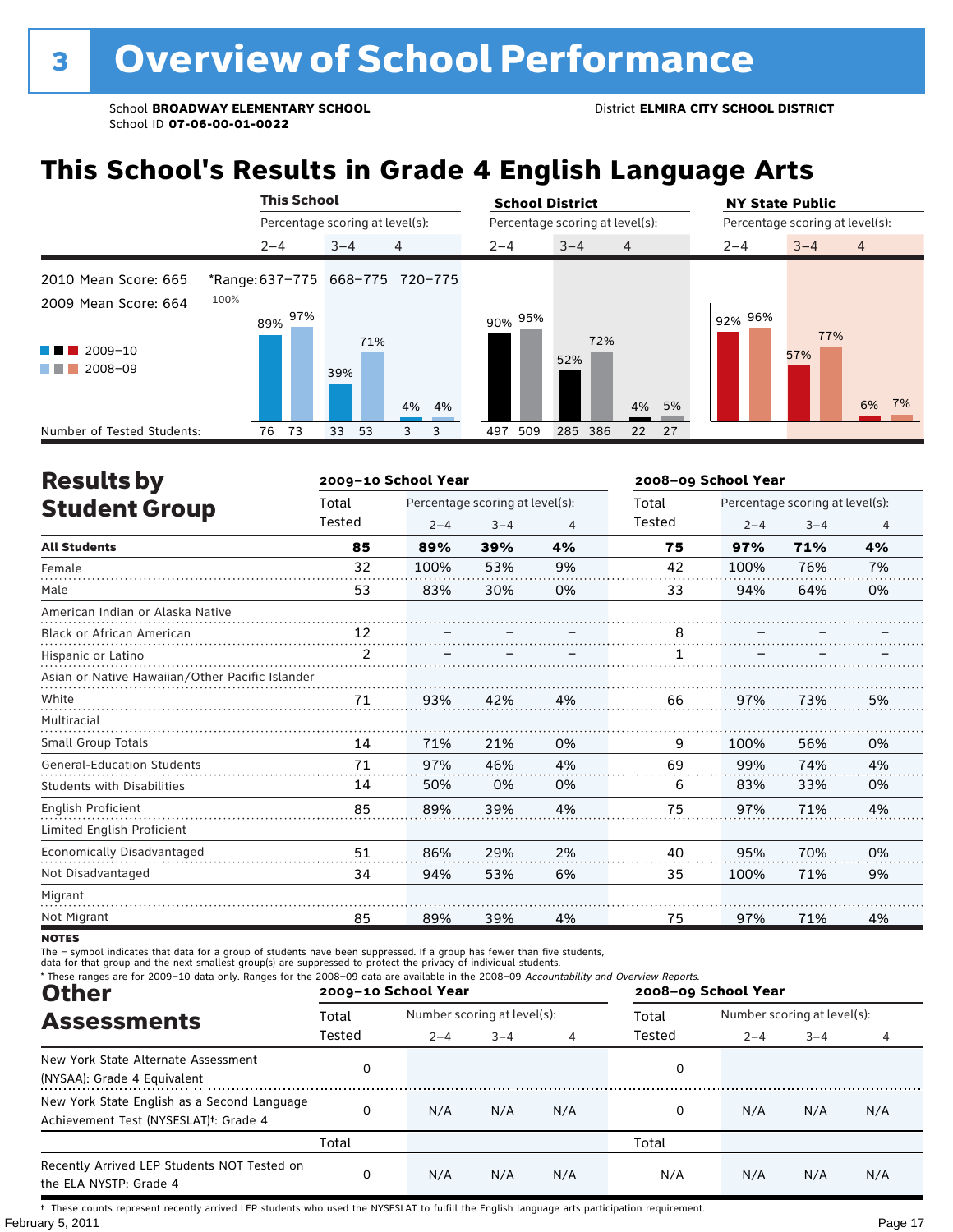# 3 Overview of School Performance

School **BROADWAY ELEMENTARY SCHOOL**
School ID **07-06-00-01-0022**

District **ELMIRA CITY SCHOOL DISTRICT**

## This School's Results in Grade 4 English Language Arts

This School — Percentage scoring at level(s): 2–4, 3–4, 4
School District — Percentage scoring at level(s): 2–4, 3–4, 4
NY State Public — Percentage scoring at level(s): 2–4, 3–4, 4

2010 Mean Score: 665 — *Range: 637–775 | 668–775 | 720–775
2009 Mean Score: 664

2009–10
2008–09

100%

This School: 89% 97% | 39% 71% | 4% 4%
School District: 90% 95% | 52% 72% | 4% 5%
NY State Public: 92% 96% | 57% 77% | 6% 7%

Number of Tested Students: 76 73 | 33 53 | 3 3 | 497 509 | 285 386 | 22 27

## Results by Student Group

| Results by Student Group | 2009–10 School Year Total Tested | Percentage scoring at level(s): 2–4 | 3–4 | 4 | 2008–09 School Year Total Tested | Percentage scoring at level(s): 2–4 | 3–4 | 4 |
|---|---|---|---|---|---|---|---|---|
| **All Students** | **85** | **89%** | **39%** | **4%** | **75** | **97%** | **71%** | **4%** |
| Female | 32 | 100% | 53% | 9% | 42 | 100% | 76% | 7% |
| Male | 53 | 83% | 30% | 0% | 33 | 94% | 64% | 0% |
| American Indian or Alaska Native | | | | | | | | |
| Black or African American | 12 | – | – | – | 8 | – | – | – |
| Hispanic or Latino | 2 | – | – | – | 1 | – | – | – |
| Asian or Native Hawaiian/Other Pacific Islander | | | | | | | | |
| White | 71 | 93% | 42% | 4% | 66 | 97% | 73% | 5% |
| Multiracial | | | | | | | | |
| Small Group Totals | 14 | 71% | 21% | 0% | 9 | 100% | 56% | 0% |
| General-Education Students | 71 | 97% | 46% | 4% | 69 | 99% | 74% | 4% |
| Students with Disabilities | 14 | 50% | 0% | 0% | 6 | 83% | 33% | 0% |
| English Proficient | 85 | 89% | 39% | 4% | 75 | 97% | 71% | 4% |
| Limited English Proficient | | | | | | | | |
| Economically Disadvantaged | 51 | 86% | 29% | 2% | 40 | 95% | 70% | 0% |
| Not Disadvantaged | 34 | 94% | 53% | 6% | 35 | 100% | 71% | 9% |
| Migrant | | | | | | | | |
| Not Migrant | 85 | 89% | 39% | 4% | 75 | 97% | 71% | 4% |

**NOTES**
The – symbol indicates that data for a group of students have been suppressed. If a group has fewer than five students, data for that group and the next smallest group(s) are suppressed to protect the privacy of individual students.
* These ranges are for 2009–10 data only. Ranges for the 2008–09 data are available in the 2008–09 *Accountability and Overview Reports.*

## Other Assessments

| Other Assessments | 2009–10 School Year Total Tested | Number scoring at level(s): 2–4 | 3–4 | 4 | 2008–09 School Year Total Tested | Number scoring at level(s): 2–4 | 3–4 | 4 |
|---|---|---|---|---|---|---|---|---|
| New York State Alternate Assessment (NYSAA): Grade 4 Equivalent | 0 | | | | 0 | | | |
| New York State English as a Second Language Achievement Test (NYSESLAT)†: Grade 4 | 0 | N/A | N/A | N/A | 0 | N/A | N/A | N/A |
| | Total | | | | Total | | | |
| Recently Arrived LEP Students NOT Tested on the ELA NYSTP: Grade 4 | 0 | N/A | N/A | N/A | N/A | N/A | N/A | N/A |

† These counts represent recently arrived LEP students who used the NYSESLAT to fulfill the English language arts participation requirement.

February 5, 2011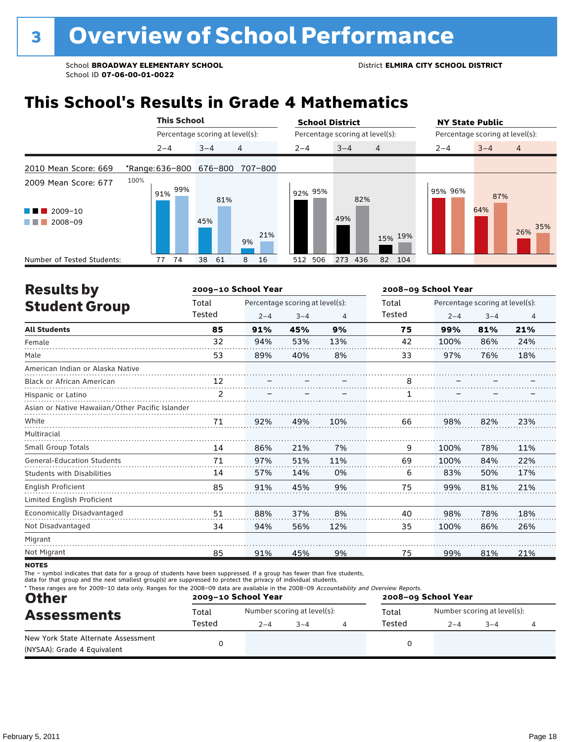# 3 Overview of School Performance

School **BROADWAY ELEMENTARY SCHOOL**
School ID **07-06-00-01-0022**

District **ELMIRA CITY SCHOOL DISTRICT**

## This School's Results in Grade 4 Mathematics

This School
Percentage scoring at level(s):
2–4 3–4 4

School District
Percentage scoring at level(s):
2–4 3–4 4

NY State Public
Percentage scoring at level(s):
2–4 3–4 4

2010 Mean Score: 669
*Range: 636–800 676–800 707–800

2009 Mean Score: 677

100%

2009–10
2008–09

91% 99% 45% 81% 9% 21%

92% 95% 49% 82% 15% 19%

95% 96% 64% 87% 26% 35%

Number of Tested Students: 77 74 38 61 8 16 512 506 273 436 82 104

## Results by Student Group

| | 2009–10 School Year | | | | 2008–09 School Year | | | |
|---|---|---|---|---|---|---|---|---|
| | Total Tested | Percentage scoring at level(s): 2–4 | 3–4 | 4 | Total Tested | Percentage scoring at level(s): 2–4 | 3–4 | 4 |
| **All Students** | **85** | **91%** | **45%** | **9%** | **75** | **99%** | **81%** | **21%** |
| Female | 32 | 94% | 53% | 13% | 42 | 100% | 86% | 24% |
| Male | 53 | 89% | 40% | 8% | 33 | 97% | 76% | 18% |
| American Indian or Alaska Native | | | | | | | | |
| Black or African American | 12 | – | – | – | 8 | – | – | – |
| Hispanic or Latino | 2 | – | – | – | 1 | – | – | – |
| Asian or Native Hawaiian/Other Pacific Islander | | | | | | | | |
| White | 71 | 92% | 49% | 10% | 66 | 98% | 82% | 23% |
| Multiracial | | | | | | | | |
| Small Group Totals | 14 | 86% | 21% | 7% | 9 | 100% | 78% | 11% |
| General-Education Students | 71 | 97% | 51% | 11% | 69 | 100% | 84% | 22% |
| Students with Disabilities | 14 | 57% | 14% | 0% | 6 | 83% | 50% | 17% |
| English Proficient | 85 | 91% | 45% | 9% | 75 | 99% | 81% | 21% |
| Limited English Proficient | | | | | | | | |
| Economically Disadvantaged | 51 | 88% | 37% | 8% | 40 | 98% | 78% | 18% |
| Not Disadvantaged | 34 | 94% | 56% | 12% | 35 | 100% | 86% | 26% |
| Migrant | | | | | | | | |
| Not Migrant | 85 | 91% | 45% | 9% | 75 | 99% | 81% | 21% |

**NOTES**

The – symbol indicates that data for a group of students have been suppressed. If a group has fewer than five students, data for that group and the next smallest group(s) are suppressed to protect the privacy of individual students.

\* These ranges are for 2009–10 data only. Ranges for the 2008–09 data are available in the 2008–09 *Accountability and Overview Reports.*

## Other Assessments

| | 2009–10 School Year | | | | 2008–09 School Year | | | |
|---|---|---|---|---|---|---|---|---|
| | Total Tested | Number scoring at level(s): 2–4 | 3–4 | 4 | Total Tested | Number scoring at level(s): 2–4 | 3–4 | 4 |
| New York State Alternate Assessment (NYSAA): Grade 4 Equivalent | 0 | | | | 0 | | | |

February 5, 2011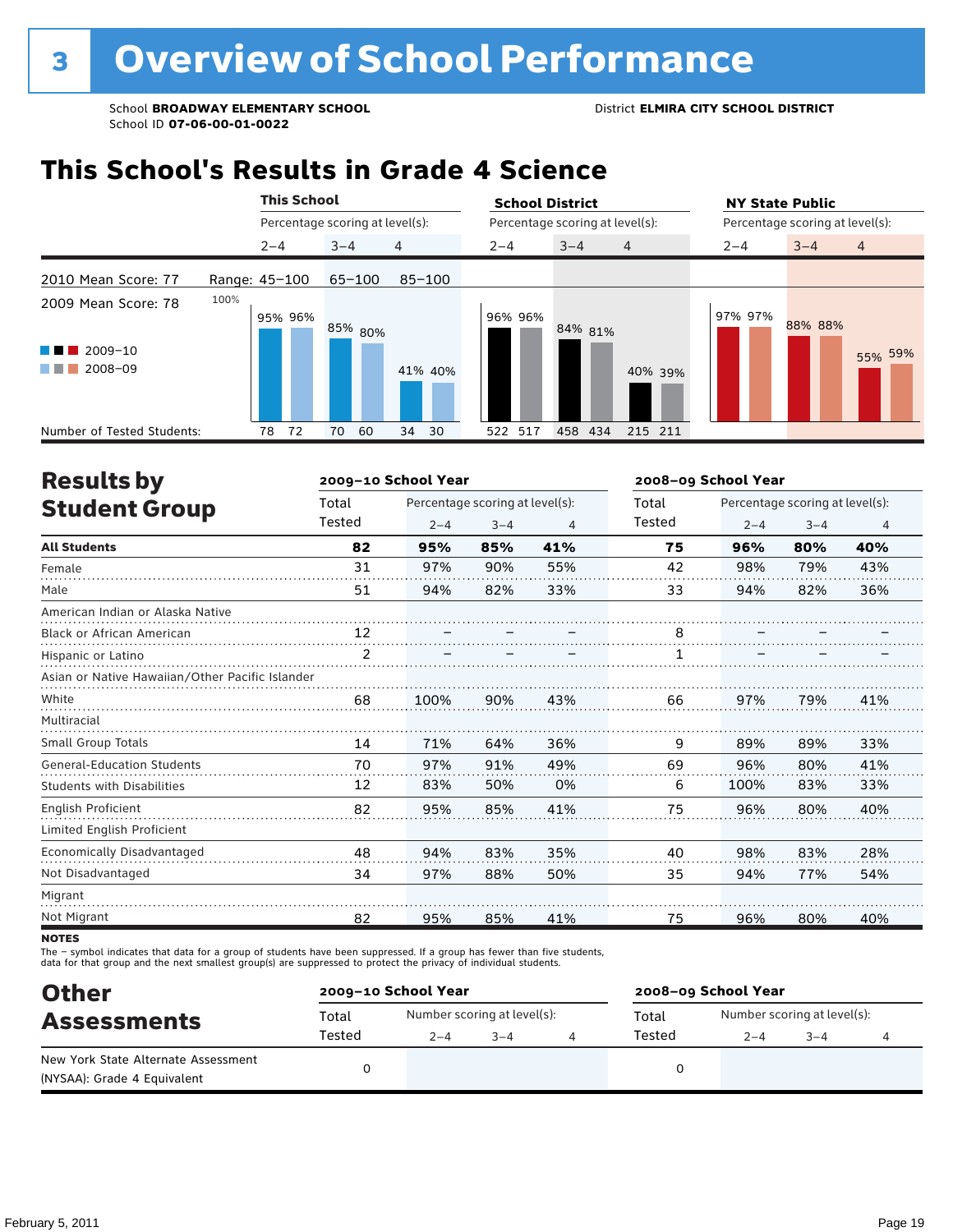# 3 Overview of School Performance

School **BROADWAY ELEMENTARY SCHOOL**
School ID **07-06-00-01-0022**

District **ELMIRA CITY SCHOOL DISTRICT**

## This School's Results in Grade 4 Science

This School
Percentage scoring at level(s):
2–4 3–4 4

School District
Percentage scoring at level(s):
2–4 3–4 4

NY State Public
Percentage scoring at level(s):
2–4 3–4 4

2010 Mean Score: 77
2009 Mean Score: 78

Range: 45–100 65–100 85–100

100%

2009–10
2008–09

95% 96% 85% 80% 41% 40%

96% 96% 84% 81% 40% 39%

97% 97% 88% 88% 55% 59%

Number of Tested Students: 78 72 70 60 34 30 522 517 458 434 215 211

## Results by Student Group

| | 2009–10 School Year | | | | 2008–09 School Year | | | |
|---|---|---|---|---|---|---|---|---|
| | Total Tested | Percentage scoring at level(s): 2–4 | 3–4 | 4 | Total Tested | Percentage scoring at level(s): 2–4 | 3–4 | 4 |
| **All Students** | **82** | **95%** | **85%** | **41%** | **75** | **96%** | **80%** | **40%** |
| Female | 31 | 97% | 90% | 55% | 42 | 98% | 79% | 43% |
| Male | 51 | 94% | 82% | 33% | 33 | 94% | 82% | 36% |
| American Indian or Alaska Native | | | | | | | | |
| Black or African American | 12 | – | – | – | 8 | – | – | – |
| Hispanic or Latino | 2 | – | – | – | 1 | – | – | – |
| Asian or Native Hawaiian/Other Pacific Islander | | | | | | | | |
| White | 68 | 100% | 90% | 43% | 66 | 97% | 79% | 41% |
| Multiracial | | | | | | | | |
| Small Group Totals | 14 | 71% | 64% | 36% | 9 | 89% | 89% | 33% |
| General-Education Students | 70 | 97% | 91% | 49% | 69 | 96% | 80% | 41% |
| Students with Disabilities | 12 | 83% | 50% | 0% | 6 | 100% | 83% | 33% |
| English Proficient | 82 | 95% | 85% | 41% | 75 | 96% | 80% | 40% |
| Limited English Proficient | | | | | | | | |
| Economically Disadvantaged | 48 | 94% | 83% | 35% | 40 | 98% | 83% | 28% |
| Not Disadvantaged | 34 | 97% | 88% | 50% | 35 | 94% | 77% | 54% |
| Migrant | | | | | | | | |
| Not Migrant | 82 | 95% | 85% | 41% | 75 | 96% | 80% | 40% |

**NOTES**

The – symbol indicates that data for a group of students have been suppressed. If a group has fewer than five students, data for that group and the next smallest group(s) are suppressed to protect the privacy of individual students.

## Other Assessments

| | 2009–10 School Year | | | | 2008–09 School Year | | | |
|---|---|---|---|---|---|---|---|---|
| | Total Tested | Number scoring at level(s): 2–4 | 3–4 | 4 | Total Tested | Number scoring at level(s): 2–4 | 3–4 | 4 |
| New York State Alternate Assessment (NYSAA): Grade 4 Equivalent | 0 | | | | 0 | | | |

February 5, 2011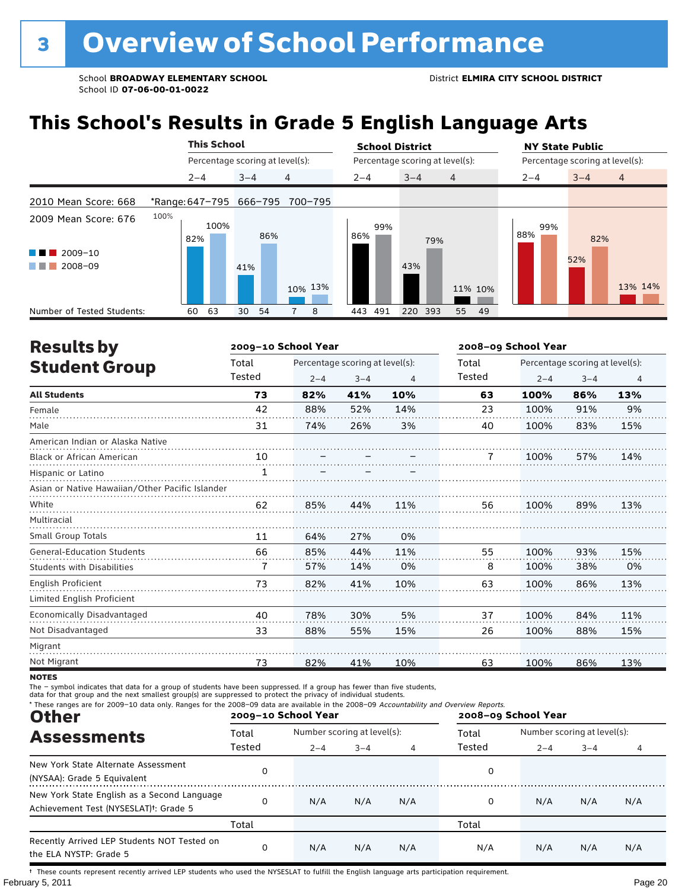# 3 Overview of School Performance

School **BROADWAY ELEMENTARY SCHOOL**
School ID **07-06-00-01-0022**

District **ELMIRA CITY SCHOOL DISTRICT**

## This School's Results in Grade 5 English Language Arts

This School
Percentage scoring at level(s):
2–4 3–4 4

School District
Percentage scoring at level(s):
2–4 3–4 4

NY State Public
Percentage scoring at level(s):
2–4 3–4 4

2010 Mean Score: 668 *Range: 647–795 666–795 700–795
2009 Mean Score: 676

2009–10
2008–09

100%
82% 100% 41% 86% 10% 13%
86% 99% 43% 79% 11% 10%
88% 99% 52% 82% 13% 14%

Number of Tested Students: 60 63 30 54 7 8 443 491 220 393 55 49

## Results by Student Group

| Results by Student Group | 2009–10 School Year | | | | 2008–09 School Year | | | |
|---|---|---|---|---|---|---|---|---|
| | Total Tested | Percentage scoring at level(s): 2–4 | 3–4 | 4 | Total Tested | Percentage scoring at level(s): 2–4 | 3–4 | 4 |
| **All Students** | **73** | **82%** | **41%** | **10%** | **63** | **100%** | **86%** | **13%** |
| Female | 42 | 88% | 52% | 14% | 23 | 100% | 91% | 9% |
| Male | 31 | 74% | 26% | 3% | 40 | 100% | 83% | 15% |
| American Indian or Alaska Native | | | | | | | | |
| Black or African American | 10 | – | – | – | 7 | 100% | 57% | 14% |
| Hispanic or Latino | 1 | – | – | – | | | | |
| Asian or Native Hawaiian/Other Pacific Islander | | | | | | | | |
| White | 62 | 85% | 44% | 11% | 56 | 100% | 89% | 13% |
| Multiracial | | | | | | | | |
| Small Group Totals | 11 | 64% | 27% | 0% | | | | |
| General-Education Students | 66 | 85% | 44% | 11% | 55 | 100% | 93% | 15% |
| Students with Disabilities | 7 | 57% | 14% | 0% | 8 | 100% | 38% | 0% |
| English Proficient | 73 | 82% | 41% | 10% | 63 | 100% | 86% | 13% |
| Limited English Proficient | | | | | | | | |
| Economically Disadvantaged | 40 | 78% | 30% | 5% | 37 | 100% | 84% | 11% |
| Not Disadvantaged | 33 | 88% | 55% | 15% | 26 | 100% | 88% | 15% |
| Migrant | | | | | | | | |
| Not Migrant | 73 | 82% | 41% | 10% | 63 | 100% | 86% | 13% |

**NOTES**

The – symbol indicates that data for a group of students have been suppressed. If a group has fewer than five students, data for that group and the next smallest group(s) are suppressed to protect the privacy of individual students.

\* These ranges are for 2009–10 data only. Ranges for the 2008–09 data are available in the 2008–09 *Accountability and Overview Reports*.

## Other Assessments

| Other Assessments | 2009–10 School Year | | | | 2008–09 School Year | | | |
|---|---|---|---|---|---|---|---|---|
| | Total Tested | Number scoring at level(s): 2–4 | 3–4 | 4 | Total Tested | Number scoring at level(s): 2–4 | 3–4 | 4 |
| New York State Alternate Assessment (NYSAA): Grade 5 Equivalent | 0 | | | | 0 | | | |
| New York State English as a Second Language Achievement Test (NYSESLAT)†: Grade 5 | 0 | N/A | N/A | N/A | 0 | N/A | N/A | N/A |
| | Total | | | | Total | | | |
| Recently Arrived LEP Students NOT Tested on the ELA NYSTP: Grade 5 | 0 | N/A | N/A | N/A | N/A | N/A | N/A | N/A |

† These counts represent recently arrived LEP students who used the NYSESLAT to fulfill the English language arts participation requirement.

February 5, 2011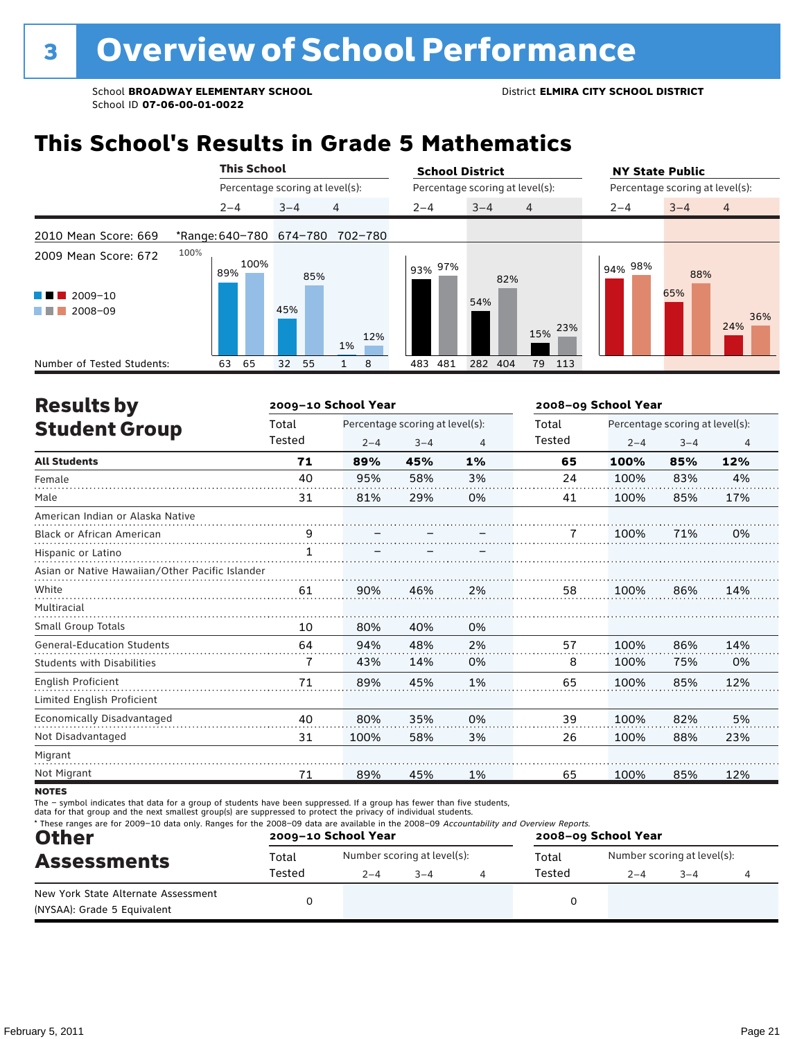# 3 Overview of School Performance

School **BROADWAY ELEMENTARY SCHOOL**
School ID **07-06-00-01-0022**

District **ELMIRA CITY SCHOOL DISTRICT**

## This School's Results in Grade 5 Mathematics

This School
Percentage scoring at level(s):
2–4 3–4 4

School District
Percentage scoring at level(s):
2–4 3–4 4

NY State Public
Percentage scoring at level(s):
2–4 3–4 4

2010 Mean Score: 669 *Range: 640–780 674–780 702–780

2009 Mean Score: 672

100%

2009–10
2008–09

89% 100% 45% 85% 1% 12%

93% 97% 54% 82% 15% 23%

94% 98% 65% 88% 24% 36%

Number of Tested Students: 63 65 32 55 1 8 483 481 282 404 79 113

## Results by Student Group

| Results by Student Group | 2009–10 School Year | | | | 2008–09 School Year | | | |
|---|---|---|---|---|---|---|---|---|
| | Total Tested | Percentage scoring at level(s): 2–4 | 3–4 | 4 | Total Tested | Percentage scoring at level(s): 2–4 | 3–4 | 4 |
| **All Students** | **71** | **89%** | **45%** | **1%** | **65** | **100%** | **85%** | **12%** |
| Female | 40 | 95% | 58% | 3% | 24 | 100% | 83% | 4% |
| Male | 31 | 81% | 29% | 0% | 41 | 100% | 85% | 17% |
| American Indian or Alaska Native | | | | | | | | |
| Black or African American | 9 | – | – | – | 7 | 100% | 71% | 0% |
| Hispanic or Latino | 1 | – | – | – | | | | |
| Asian or Native Hawaiian/Other Pacific Islander | | | | | | | | |
| White | 61 | 90% | 46% | 2% | 58 | 100% | 86% | 14% |
| Multiracial | | | | | | | | |
| Small Group Totals | 10 | 80% | 40% | 0% | | | | |
| General-Education Students | 64 | 94% | 48% | 2% | 57 | 100% | 86% | 14% |
| Students with Disabilities | 7 | 43% | 14% | 0% | 8 | 100% | 75% | 0% |
| English Proficient | 71 | 89% | 45% | 1% | 65 | 100% | 85% | 12% |
| Limited English Proficient | | | | | | | | |
| Economically Disadvantaged | 40 | 80% | 35% | 0% | 39 | 100% | 82% | 5% |
| Not Disadvantaged | 31 | 100% | 58% | 3% | 26 | 100% | 88% | 23% |
| Migrant | | | | | | | | |
| Not Migrant | 71 | 89% | 45% | 1% | 65 | 100% | 85% | 12% |

**NOTES**

The – symbol indicates that data for a group of students have been suppressed. If a group has fewer than five students, data for that group and the next smallest group(s) are suppressed to protect the privacy of individual students.

\* These ranges are for 2009–10 data only. Ranges for the 2008–09 data are available in the 2008–09 *Accountability and Overview Reports*.

## Other Assessments

| Other Assessments | 2009–10 School Year | | | | 2008–09 School Year | | | |
|---|---|---|---|---|---|---|---|---|
| | Total Tested | Number scoring at level(s): 2–4 | 3–4 | 4 | Total Tested | Number scoring at level(s): 2–4 | 3–4 | 4 |
| New York State Alternate Assessment (NYSAA): Grade 5 Equivalent | 0 | | | | 0 | | | |

February 5, 2011